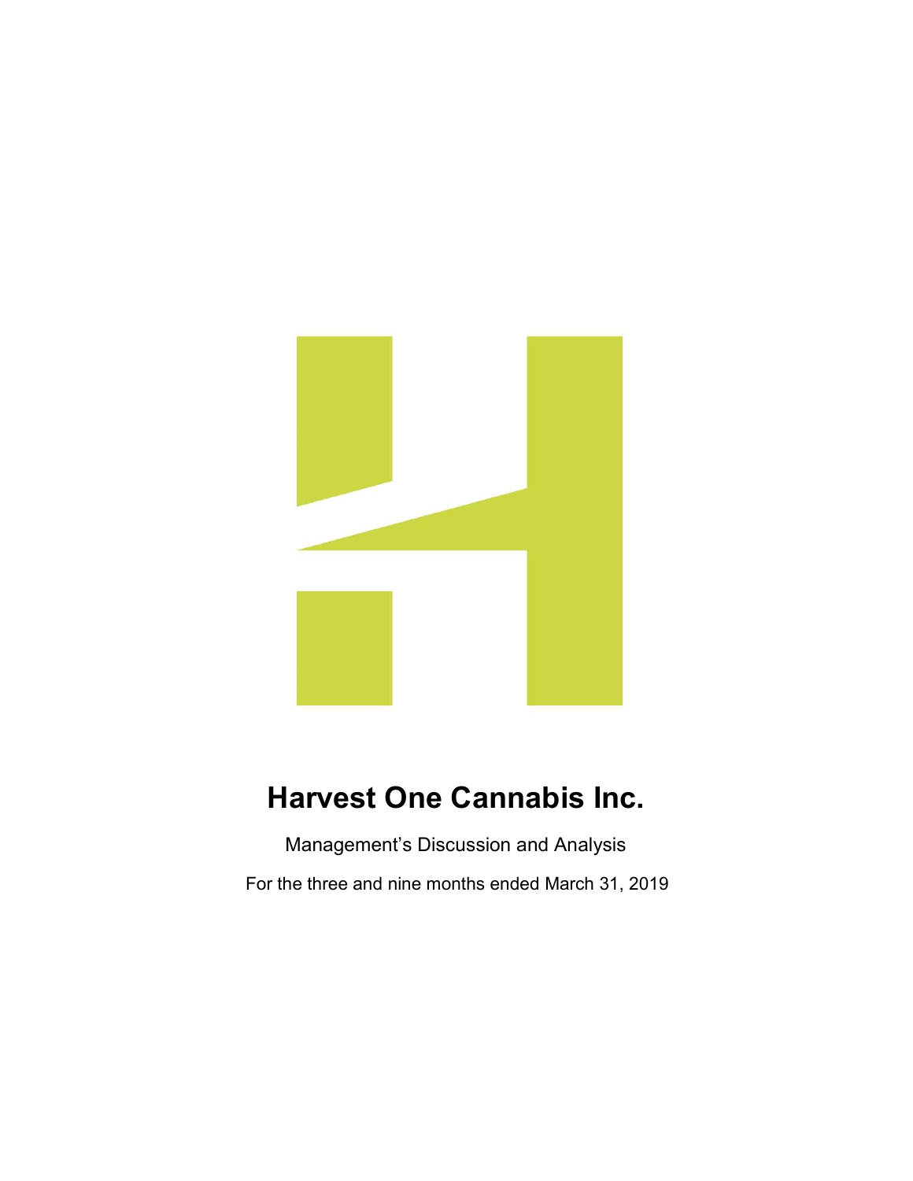# Harvest One Cannabis Inc.

Management's Discussion and Analysis

For the three and nine months ended March 31, 2019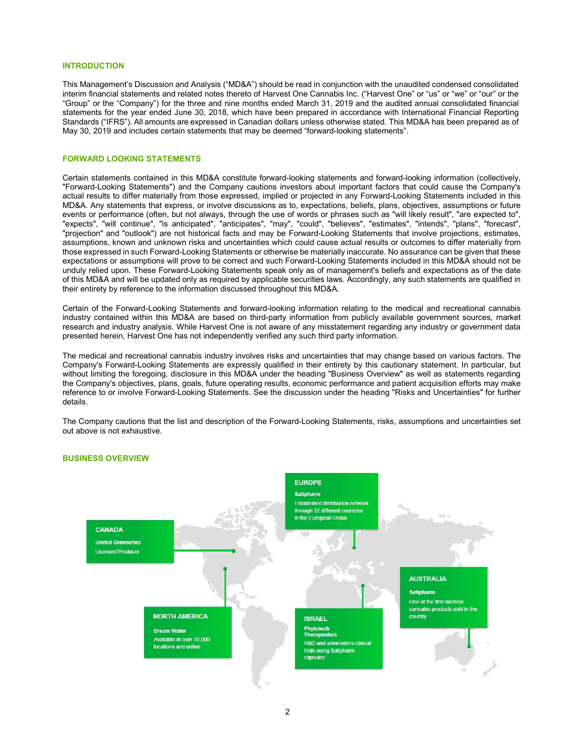## INTRODUCTION

This Management's Discussion and Analysis ("MD&A") should be read in conjunction with the unaudited condensed consolidated interim financial statements and related notes thereto of Harvest One Cannabis Inc. ("Harvest One" or "us" or "we" or "our" or the "Group" or the "Company") for the three and nine months ended March 31, 2019 and the audited annual consolidated financial statements for the year ended June 30, 2018, which have been prepared in accordance with International Financial Reporting Standards ("IFRS"). All amounts are expressed in Canadian dollars unless otherwise stated. This MD&A has been prepared as of May 30, 2019 and includes certain statements that may be deemed "forward-looking statements".

## FORWARD LOOKING STATEMENTS

Certain statements contained in this MD&A constitute forward-looking statements and forward-looking information (collectively, "Forward-Looking Statements") and the Company cautions investors about important factors that could cause the Company's actual results to differ materially from those expressed, implied or projected in any Forward-Looking Statements included in this MD&A. Any statements that express, or involve discussions as to, expectations, beliefs, plans, objectives, assumptions or future events or performance (often, but not always, through the use of words or phrases such as "will likely result", "are expected to", "expects", "will continue", "is anticipated", "anticipates", "may", "could", "believes", "estimates", "intends", "plans", "forecast", "projection" and "outlook") are not historical facts and may be Forward-Looking Statements that involve projections, estimates, assumptions, known and unknown risks and uncertainties which could cause actual results or outcomes to differ materially from those expressed in such Forward-Looking Statements or otherwise be materially inaccurate. No assurance can be given that these expectations or assumptions will prove to be correct and such Forward-Looking Statements included in this MD&A should not be unduly relied upon. These Forward-Looking Statements speak only as of management's beliefs and expectations as of the date of this MD&A and will be updated only as required by applicable securities laws. Accordingly, any such statements are qualified in their entirety by reference to the information discussed throughout this MD&A.

Certain of the Forward-Looking Statements and forward-looking information relating to the medical and recreational cannabis industry contained within this MD&A are based on third-party information from publicly available government sources, market research and industry analysis. While Harvest One is not aware of any misstatement regarding any industry or government data presented herein, Harvest One has not independently verified any such third party information.

The medical and recreational cannabis industry involves risks and uncertainties that may change based on various factors. The Company's Forward-Looking Statements are expressly qualified in their entirety by this cautionary statement. In particular, but without limiting the foregoing, disclosure in this MD&A under the heading "Business Overview" as well as statements regarding the Company's objectives, plans, goals, future operating results, economic performance and patient acquisition efforts may make reference to or involve Forward-Looking Statements. See the discussion under the heading "Risks and Uncertainties" for further details.

The Company cautions that the list and description of the Forward-Looking Statements, risks, assumptions and uncertainties set out above is not exhaustive.

## BUSINESS OVERVIEW

**CANADA**
United Greeneries
Licensed Producer

**NORTH AMERICA**
Dream Water
Available in over 30,000 locations and online

**EUROPE**
Satipharm
Established distribution network through 12 different countries in the European Union

**ISRAEL**
Phytotech Therapeutics
R&D and administers clinical trials using Satipharm capsules

**AUSTRALIA**
Satipharm
One of the first medical cannabis products sold in the country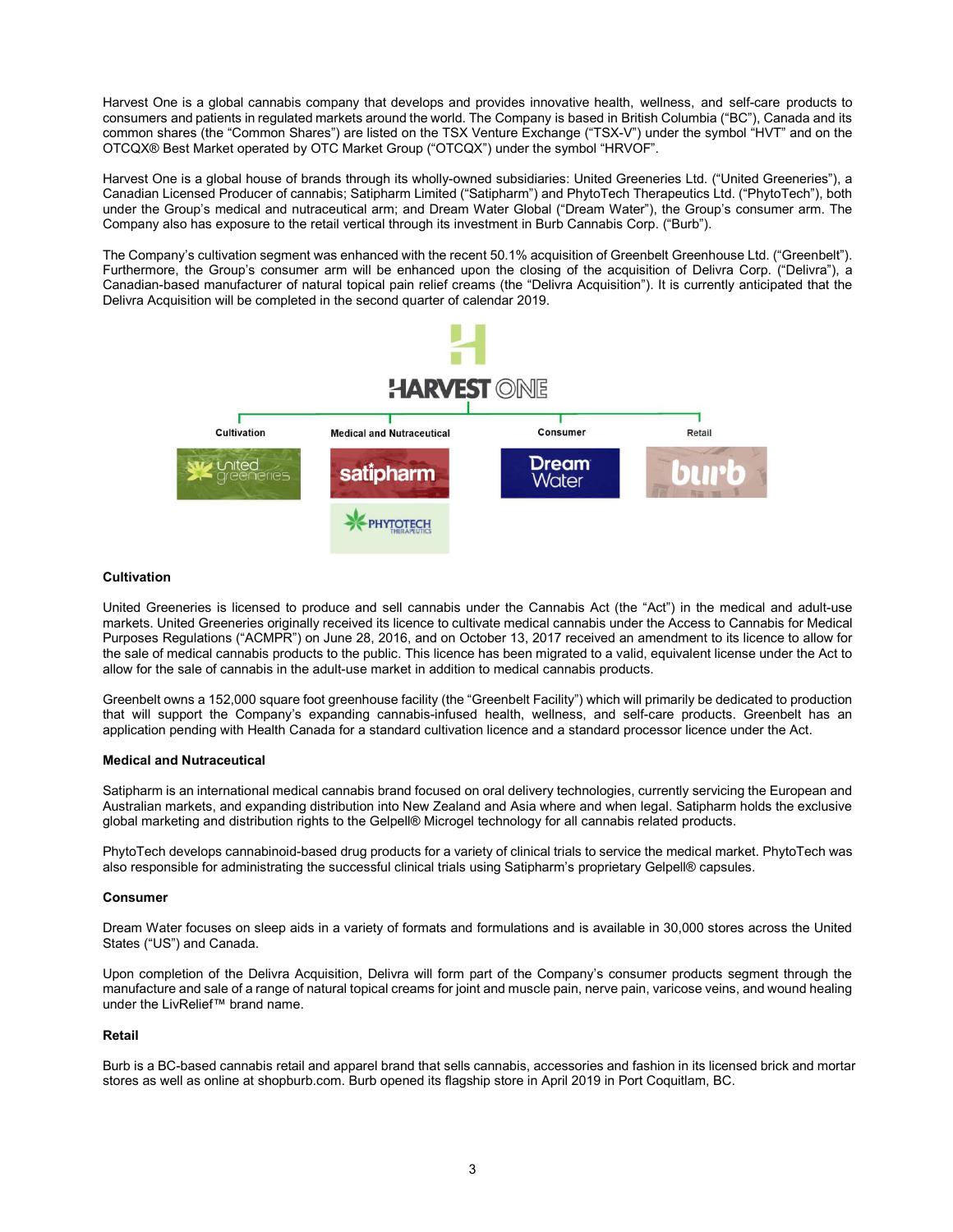Harvest One is a global cannabis company that develops and provides innovative health, wellness, and self-care products to consumers and patients in regulated markets around the world. The Company is based in British Columbia ("BC"), Canada and its common shares (the "Common Shares") are listed on the TSX Venture Exchange ("TSX-V") under the symbol "HVT" and on the OTCQX® Best Market operated by OTC Market Group ("OTCQX") under the symbol "HRVOF".

Harvest One is a global house of brands through its wholly-owned subsidiaries: United Greeneries Ltd. ("United Greeneries"), a Canadian Licensed Producer of cannabis; Satipharm Limited ("Satipharm") and PhytoTech Therapeutics Ltd. ("PhytoTech"), both under the Group's medical and nutraceutical arm; and Dream Water Global ("Dream Water"), the Group's consumer arm. The Company also has exposure to the retail vertical through its investment in Burb Cannabis Corp. ("Burb").

The Company's cultivation segment was enhanced with the recent 50.1% acquisition of Greenbelt Greenhouse Ltd. ("Greenbelt"). Furthermore, the Group's consumer arm will be enhanced upon the closing of the acquisition of Delivra Corp. ("Delivra"), a Canadian-based manufacturer of natural topical pain relief creams (the "Delivra Acquisition"). It is currently anticipated that the Delivra Acquisition will be completed in the second quarter of calendar 2019.

HARVEST ONE

| Cultivation | Medical and Nutraceutical | Consumer | Retail |
|---|---|---|---|
| united greeneries | satipharm | Dream Water | burb |
| | PHYTOTECH THERAPEUTICS | | |

### Cultivation

United Greeneries is licensed to produce and sell cannabis under the Cannabis Act (the "Act") in the medical and adult-use markets. United Greeneries originally received its licence to cultivate medical cannabis under the Access to Cannabis for Medical Purposes Regulations ("ACMPR") on June 28, 2016, and on October 13, 2017 received an amendment to its licence to allow for the sale of medical cannabis products to the public. This licence has been migrated to a valid, equivalent license under the Act to allow for the sale of cannabis in the adult-use market in addition to medical cannabis products.

Greenbelt owns a 152,000 square foot greenhouse facility (the "Greenbelt Facility") which will primarily be dedicated to production that will support the Company's expanding cannabis-infused health, wellness, and self-care products. Greenbelt has an application pending with Health Canada for a standard cultivation licence and a standard processor licence under the Act.

### Medical and Nutraceutical

Satipharm is an international medical cannabis brand focused on oral delivery technologies, currently servicing the European and Australian markets, and expanding distribution into New Zealand and Asia where and when legal. Satipharm holds the exclusive global marketing and distribution rights to the Gelpell® Microgel technology for all cannabis related products.

PhytoTech develops cannabinoid-based drug products for a variety of clinical trials to service the medical market. PhytoTech was also responsible for administrating the successful clinical trials using Satipharm's proprietary Gelpell® capsules.

### Consumer

Dream Water focuses on sleep aids in a variety of formats and formulations and is available in 30,000 stores across the United States ("US") and Canada.

Upon completion of the Delivra Acquisition, Delivra will form part of the Company's consumer products segment through the manufacture and sale of a range of natural topical creams for joint and muscle pain, nerve pain, varicose veins, and wound healing under the LivRelief™ brand name.

### Retail

Burb is a BC-based cannabis retail and apparel brand that sells cannabis, accessories and fashion in its licensed brick and mortar stores as well as online at shopburb.com. Burb opened its flagship store in April 2019 in Port Coquitlam, BC.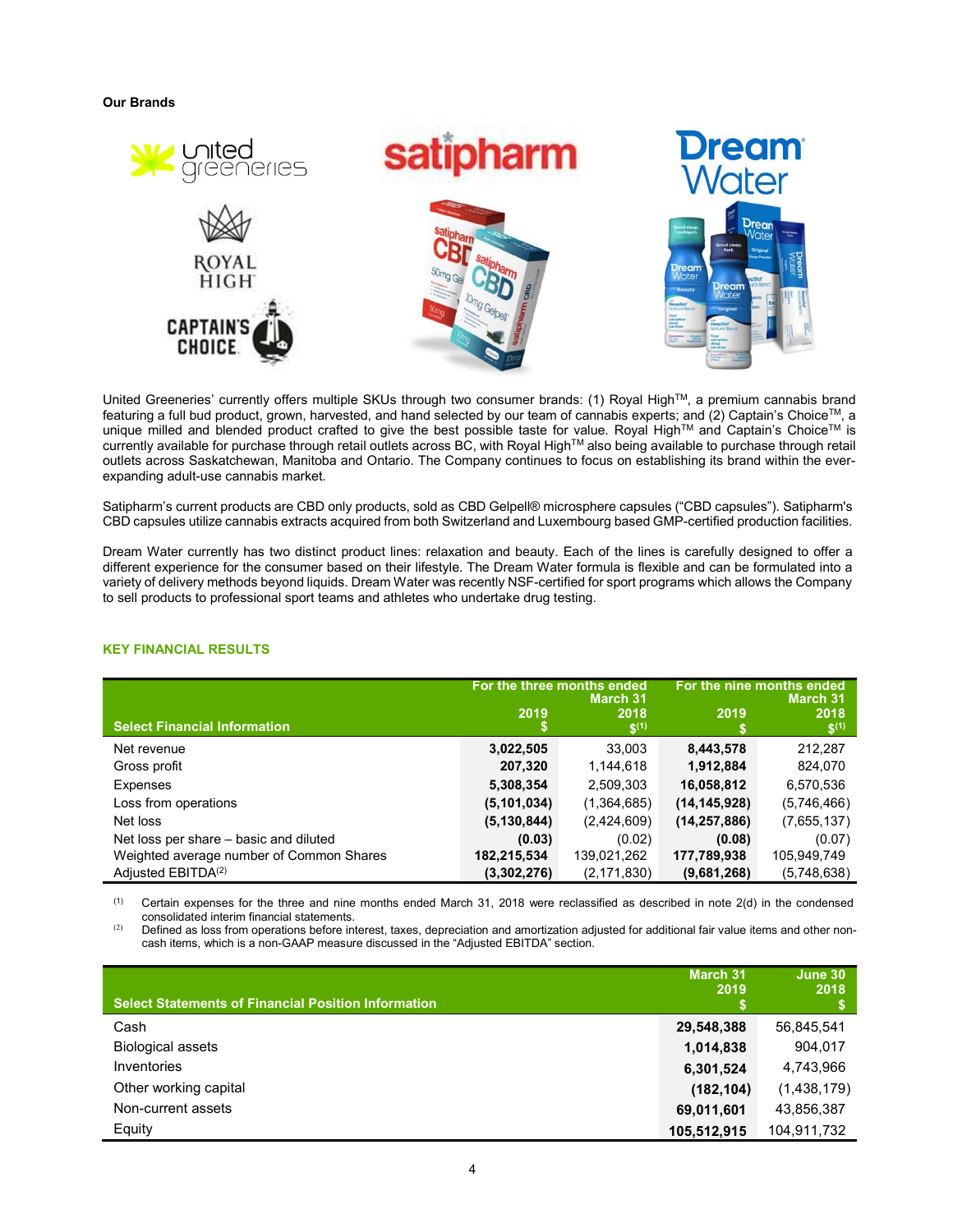**Our Brands**

United Greeneries' currently offers multiple SKUs through two consumer brands: (1) Royal High™, a premium cannabis brand featuring a full bud product, grown, harvested, and hand selected by our team of cannabis experts; and (2) Captain's Choice™, a unique milled and blended product crafted to give the best possible taste for value. Royal High™ and Captain's Choice™ is currently available for purchase through retail outlets across BC, with Royal High™ also being available to purchase through retail outlets across Saskatchewan, Manitoba and Ontario. The Company continues to focus on establishing its brand within the ever-expanding adult-use cannabis market.

Satipharm's current products are CBD only products, sold as CBD Gelpell® microsphere capsules ("CBD capsules"). Satipharm's CBD capsules utilize cannabis extracts acquired from both Switzerland and Luxembourg based GMP-certified production facilities.

Dream Water currently has two distinct product lines: relaxation and beauty. Each of the lines is carefully designed to offer a different experience for the consumer based on their lifestyle. The Dream Water formula is flexible and can be formulated into a variety of delivery methods beyond liquids. Dream Water was recently NSF-certified for sport programs which allows the Company to sell products to professional sport teams and athletes who undertake drug testing.

## KEY FINANCIAL RESULTS

| Select Financial Information | For the three months ended March 31 2019 $ | 2018 $[(1)] | For the nine months ended March 31 2019 $ | 2018 $[(1)] |
|---|---|---|---|---|
| Net revenue | **3,022,505** | 33,003 | **8,443,578** | 212,287 |
| Gross profit | **207,320** | 1,144,618 | **1,912,884** | 824,070 |
| Expenses | **5,308,354** | 2,509,303 | **16,058,812** | 6,570,536 |
| Loss from operations | **(5,101,034)** | (1,364,685) | **(14,145,928)** | (5,746,466) |
| Net loss | **(5,130,844)** | (2,424,609) | **(14,257,886)** | (7,655,137) |
| Net loss per share – basic and diluted | **(0.03)** | (0.02) | **(0.08)** | (0.07) |
| Weighted average number of Common Shares | **182,215,534** | 139,021,262 | **177,789,938** | 105,949,749 |
| Adjusted EBITDA[(2)] | **(3,302,276)** | (2,171,830) | **(9,681,268)** | (5,748,638) |

(1) Certain expenses for the three and nine months ended March 31, 2018 were reclassified as described in note 2(d) in the condensed consolidated interim financial statements.
(2) Defined as loss from operations before interest, taxes, depreciation and amortization adjusted for additional fair value items and other non-cash items, which is a non-GAAP measure discussed in the "Adjusted EBITDA" section.

| Select Statements of Financial Position Information | March 31 2019 $ | June 30 2018 $ |
|---|---|---|
| Cash | **29,548,388** | 56,845,541 |
| Biological assets | **1,014,838** | 904,017 |
| Inventories | **6,301,524** | 4,743,966 |
| Other working capital | **(182,104)** | (1,438,179) |
| Non-current assets | **69,011,601** | 43,856,387 |
| Equity | **105,512,915** | 104,911,732 |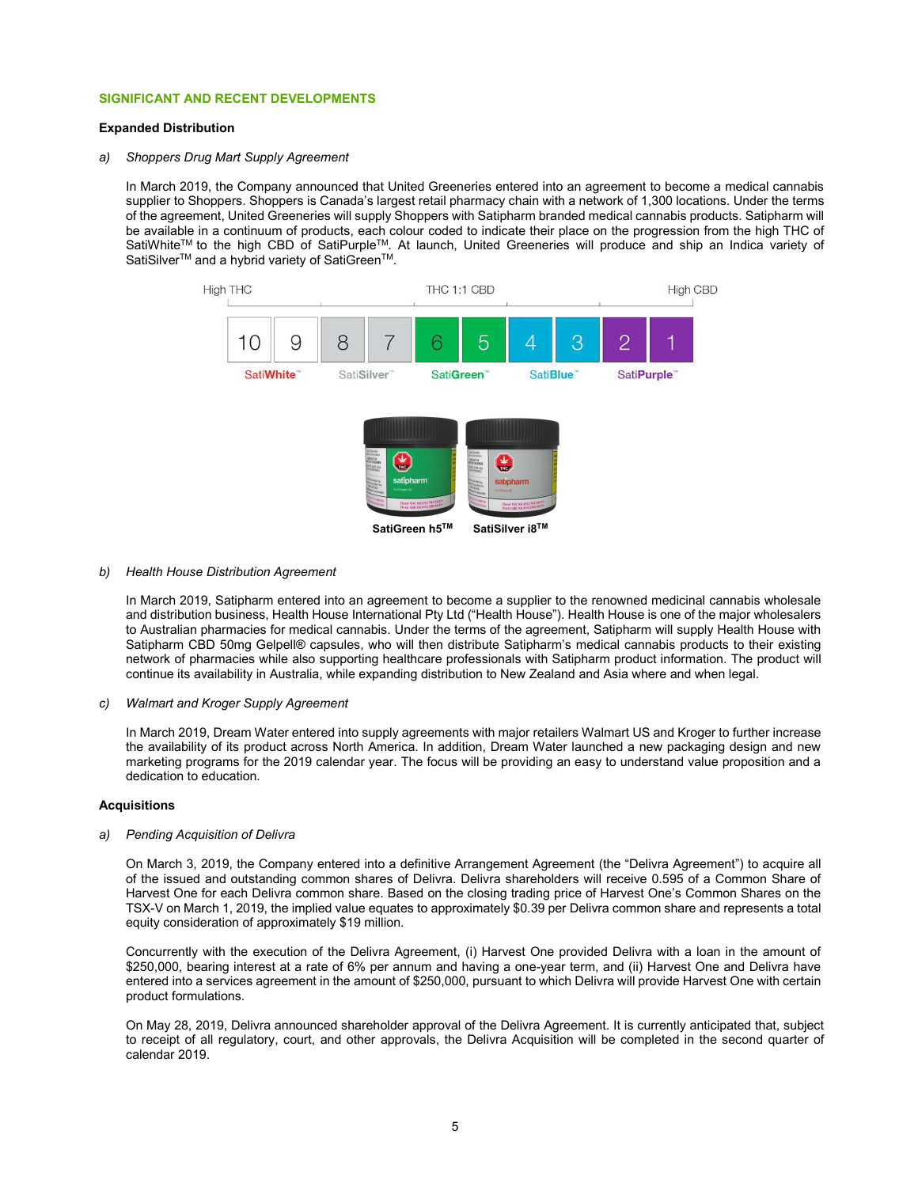## SIGNIFICANT AND RECENT DEVELOPMENTS

### Expanded Distribution

*a) Shoppers Drug Mart Supply Agreement*

In March 2019, the Company announced that United Greeneries entered into an agreement to become a medical cannabis supplier to Shoppers. Shoppers is Canada's largest retail pharmacy chain with a network of 1,300 locations. Under the terms of the agreement, United Greeneries will supply Shoppers with Satipharm branded medical cannabis products. Satipharm will be available in a continuum of products, each colour coded to indicate their place on the progression from the high THC of SatiWhite™ to the high CBD of SatiPurple™. At launch, United Greeneries will produce and ship an Indica variety of SatiSilver™ and a hybrid variety of SatiGreen™.

| High THC | | | | THC 1:1 CBD | | | | | High CBD |
|---|---|---|---|---|---|---|---|---|---|
| 10 | 9 | 8 | 7 | 6 | 5 | 4 | 3 | 2 | 1 |
| SatiWhite™ | | SatiSilver™ | | SatiGreen™ | | SatiBlue™ | | SatiPurple™ | |

SatiGreen h5™ SatiSilver i8™

*b) Health House Distribution Agreement*

In March 2019, Satipharm entered into an agreement to become a supplier to the renowned medicinal cannabis wholesale and distribution business, Health House International Pty Ltd ("Health House"). Health House is one of the major wholesalers to Australian pharmacies for medical cannabis. Under the terms of the agreement, Satipharm will supply Health House with Satipharm CBD 50mg Gelpell® capsules, who will then distribute Satipharm's medical cannabis products to their existing network of pharmacies while also supporting healthcare professionals with Satipharm product information. The product will continue its availability in Australia, while expanding distribution to New Zealand and Asia where and when legal.

*c) Walmart and Kroger Supply Agreement*

In March 2019, Dream Water entered into supply agreements with major retailers Walmart US and Kroger to further increase the availability of its product across North America. In addition, Dream Water launched a new packaging design and new marketing programs for the 2019 calendar year. The focus will be providing an easy to understand value proposition and a dedication to education.

### Acquisitions

*a) Pending Acquisition of Delivra*

On March 3, 2019, the Company entered into a definitive Arrangement Agreement (the "Delivra Agreement") to acquire all of the issued and outstanding common shares of Delivra. Delivra shareholders will receive 0.595 of a Common Share of Harvest One for each Delivra common share. Based on the closing trading price of Harvest One's Common Shares on the TSX-V on March 1, 2019, the implied value equates to approximately $0.39 per Delivra common share and represents a total equity consideration of approximately $19 million.

Concurrently with the execution of the Delivra Agreement, (i) Harvest One provided Delivra with a loan in the amount of $250,000, bearing interest at a rate of 6% per annum and having a one-year term, and (ii) Harvest One and Delivra have entered into a services agreement in the amount of $250,000, pursuant to which Delivra will provide Harvest One with certain product formulations.

On May 28, 2019, Delivra announced shareholder approval of the Delivra Agreement. It is currently anticipated that, subject to receipt of all regulatory, court, and other approvals, the Delivra Acquisition will be completed in the second quarter of calendar 2019.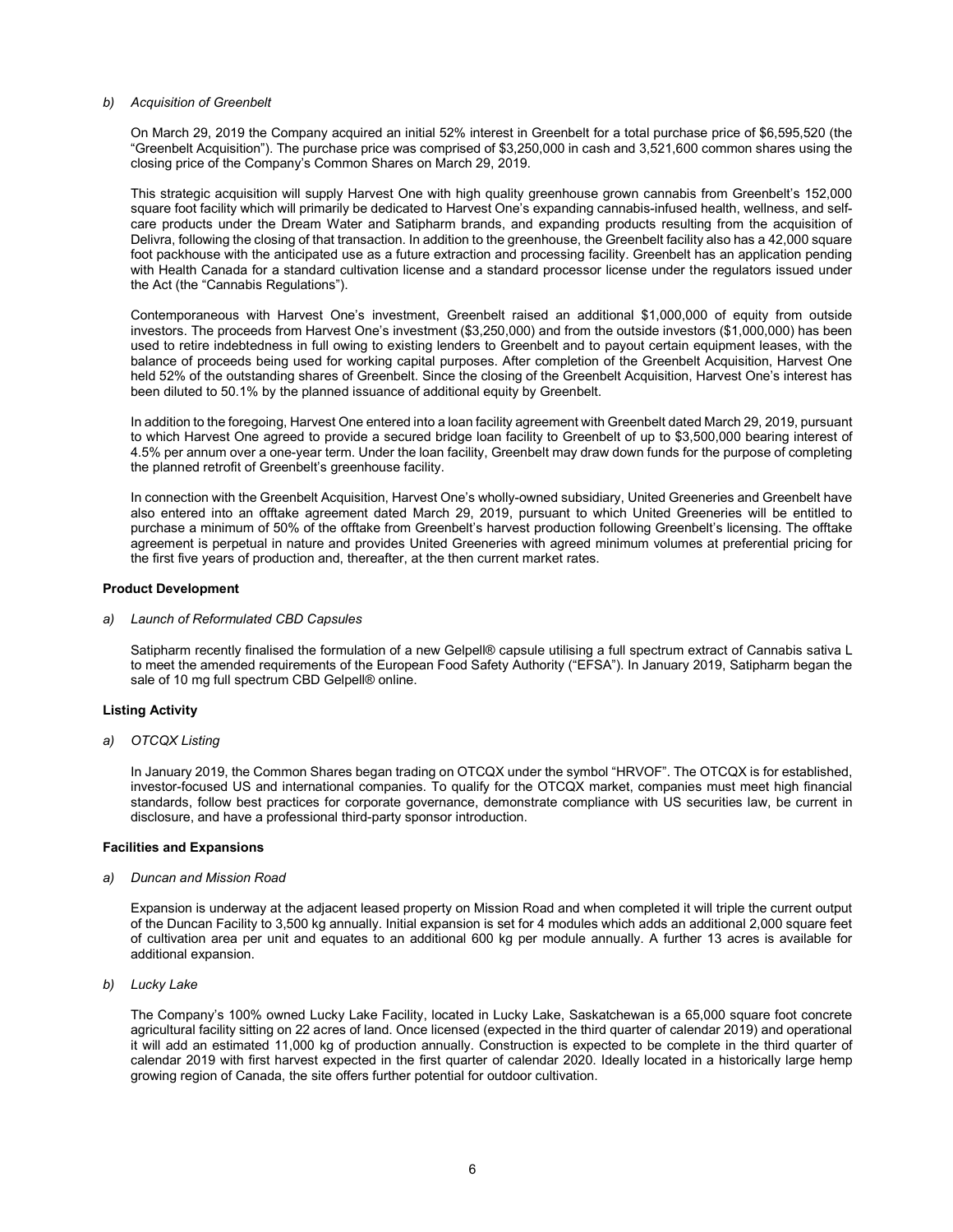*b) Acquisition of Greenbelt*

On March 29, 2019 the Company acquired an initial 52% interest in Greenbelt for a total purchase price of $6,595,520 (the "Greenbelt Acquisition"). The purchase price was comprised of $3,250,000 in cash and 3,521,600 common shares using the closing price of the Company's Common Shares on March 29, 2019.

This strategic acquisition will supply Harvest One with high quality greenhouse grown cannabis from Greenbelt's 152,000 square foot facility which will primarily be dedicated to Harvest One's expanding cannabis-infused health, wellness, and self-care products under the Dream Water and Satipharm brands, and expanding products resulting from the acquisition of Delivra, following the closing of that transaction. In addition to the greenhouse, the Greenbelt facility also has a 42,000 square foot packhouse with the anticipated use as a future extraction and processing facility. Greenbelt has an application pending with Health Canada for a standard cultivation license and a standard processor license under the regulators issued under the Act (the "Cannabis Regulations").

Contemporaneous with Harvest One's investment, Greenbelt raised an additional $1,000,000 of equity from outside investors. The proceeds from Harvest One's investment ($3,250,000) and from the outside investors ($1,000,000) has been used to retire indebtedness in full owing to existing lenders to Greenbelt and to payout certain equipment leases, with the balance of proceeds being used for working capital purposes. After completion of the Greenbelt Acquisition, Harvest One held 52% of the outstanding shares of Greenbelt. Since the closing of the Greenbelt Acquisition, Harvest One's interest has been diluted to 50.1% by the planned issuance of additional equity by Greenbelt.

In addition to the foregoing, Harvest One entered into a loan facility agreement with Greenbelt dated March 29, 2019, pursuant to which Harvest One agreed to provide a secured bridge loan facility to Greenbelt of up to $3,500,000 bearing interest of 4.5% per annum over a one-year term. Under the loan facility, Greenbelt may draw down funds for the purpose of completing the planned retrofit of Greenbelt's greenhouse facility.

In connection with the Greenbelt Acquisition, Harvest One's wholly-owned subsidiary, United Greeneries and Greenbelt have also entered into an offtake agreement dated March 29, 2019, pursuant to which United Greeneries will be entitled to purchase a minimum of 50% of the offtake from Greenbelt's harvest production following Greenbelt's licensing. The offtake agreement is perpetual in nature and provides United Greeneries with agreed minimum volumes at preferential pricing for the first five years of production and, thereafter, at the then current market rates.

**Product Development**

*a) Launch of Reformulated CBD Capsules*

Satipharm recently finalised the formulation of a new Gelpell® capsule utilising a full spectrum extract of Cannabis sativa L to meet the amended requirements of the European Food Safety Authority ("EFSA"). In January 2019, Satipharm began the sale of 10 mg full spectrum CBD Gelpell® online.

**Listing Activity**

*a) OTCQX Listing*

In January 2019, the Common Shares began trading on OTCQX under the symbol "HRVOF". The OTCQX is for established, investor-focused US and international companies. To qualify for the OTCQX market, companies must meet high financial standards, follow best practices for corporate governance, demonstrate compliance with US securities law, be current in disclosure, and have a professional third-party sponsor introduction.

**Facilities and Expansions**

*a) Duncan and Mission Road*

Expansion is underway at the adjacent leased property on Mission Road and when completed it will triple the current output of the Duncan Facility to 3,500 kg annually. Initial expansion is set for 4 modules which adds an additional 2,000 square feet of cultivation area per unit and equates to an additional 600 kg per module annually. A further 13 acres is available for additional expansion.

*b) Lucky Lake*

The Company's 100% owned Lucky Lake Facility, located in Lucky Lake, Saskatchewan is a 65,000 square foot concrete agricultural facility sitting on 22 acres of land. Once licensed (expected in the third quarter of calendar 2019) and operational it will add an estimated 11,000 kg of production annually. Construction is expected to be complete in the third quarter of calendar 2019 with first harvest expected in the first quarter of calendar 2020. Ideally located in a historically large hemp growing region of Canada, the site offers further potential for outdoor cultivation.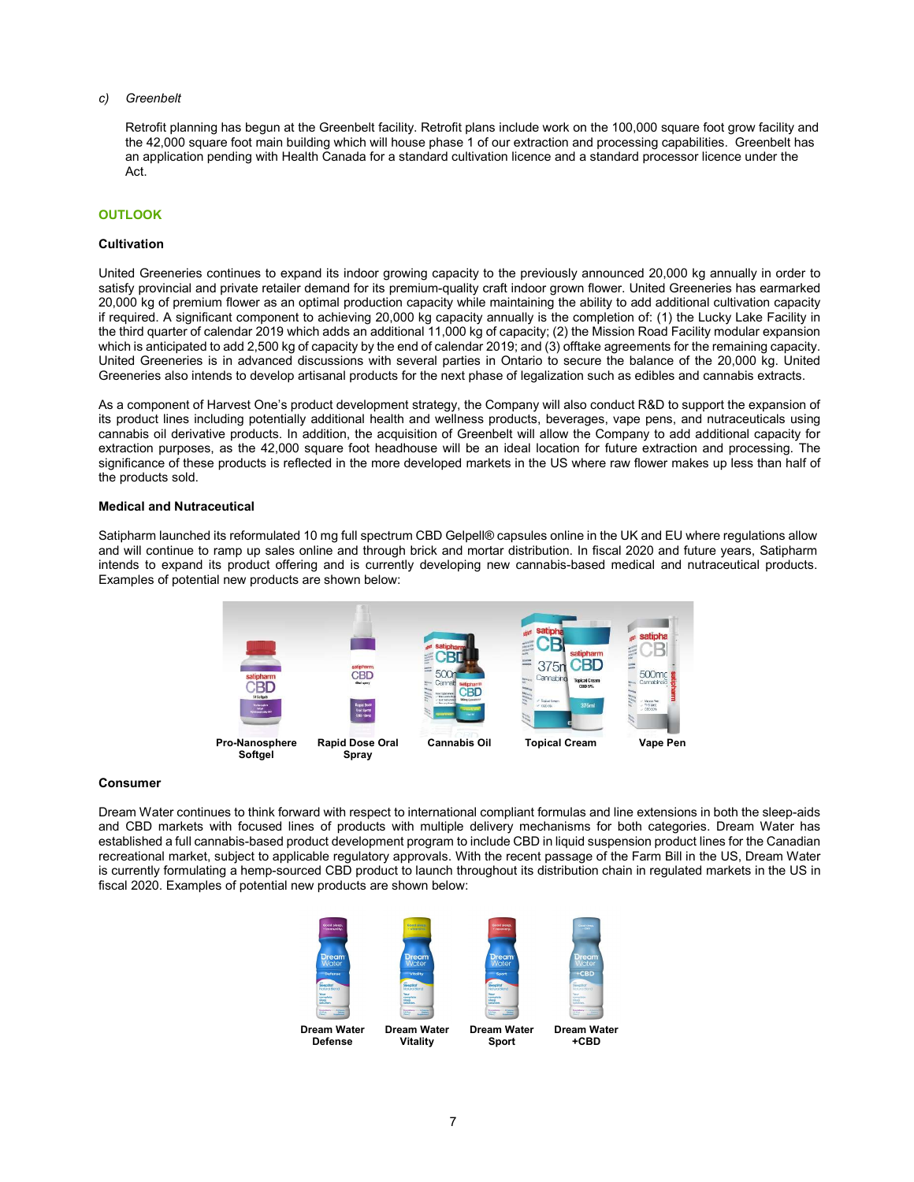*c) Greenbelt*

Retrofit planning has begun at the Greenbelt facility. Retrofit plans include work on the 100,000 square foot grow facility and the 42,000 square foot main building which will house phase 1 of our extraction and processing capabilities. Greenbelt has an application pending with Health Canada for a standard cultivation licence and a standard processor licence under the Act.

## OUTLOOK

### Cultivation

United Greeneries continues to expand its indoor growing capacity to the previously announced 20,000 kg annually in order to satisfy provincial and private retailer demand for its premium-quality craft indoor grown flower. United Greeneries has earmarked 20,000 kg of premium flower as an optimal production capacity while maintaining the ability to add additional cultivation capacity if required. A significant component to achieving 20,000 kg capacity annually is the completion of: (1) the Lucky Lake Facility in the third quarter of calendar 2019 which adds an additional 11,000 kg of capacity; (2) the Mission Road Facility modular expansion which is anticipated to add 2,500 kg of capacity by the end of calendar 2019; and (3) offtake agreements for the remaining capacity. United Greeneries is in advanced discussions with several parties in Ontario to secure the balance of the 20,000 kg. United Greeneries also intends to develop artisanal products for the next phase of legalization such as edibles and cannabis extracts.

As a component of Harvest One's product development strategy, the Company will also conduct R&D to support the expansion of its product lines including potentially additional health and wellness products, beverages, vape pens, and nutraceuticals using cannabis oil derivative products. In addition, the acquisition of Greenbelt will allow the Company to add additional capacity for extraction purposes, as the 42,000 square foot headhouse will be an ideal location for future extraction and processing. The significance of these products is reflected in the more developed markets in the US where raw flower makes up less than half of the products sold.

### Medical and Nutraceutical

Satipharm launched its reformulated 10 mg full spectrum CBD Gelpell® capsules online in the UK and EU where regulations allow and will continue to ramp up sales online and through brick and mortar distribution. In fiscal 2020 and future years, Satipharm intends to expand its product offering and is currently developing new cannabis-based medical and nutraceutical products. Examples of potential new products are shown below:

Pro-Nanosphere Softgel | Rapid Dose Oral Spray | Cannabis Oil | Topical Cream | Vape Pen

### Consumer

Dream Water continues to think forward with respect to international compliant formulas and line extensions in both the sleep-aids and CBD markets with focused lines of products with multiple delivery mechanisms for both categories. Dream Water has established a full cannabis-based product development program to include CBD in liquid suspension product lines for the Canadian recreational market, subject to applicable regulatory approvals. With the recent passage of the Farm Bill in the US, Dream Water is currently formulating a hemp-sourced CBD product to launch throughout its distribution chain in regulated markets in the US in fiscal 2020. Examples of potential new products are shown below:

Dream Water Defense | Dream Water Vitality | Dream Water Sport | Dream Water +CBD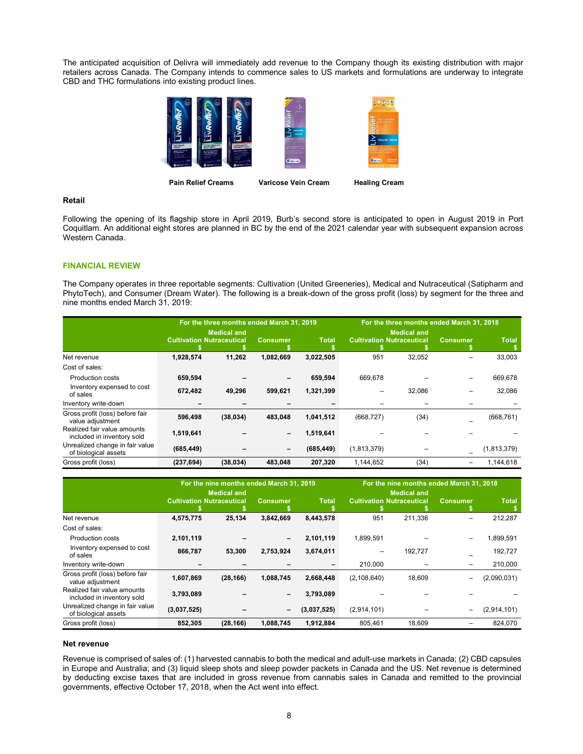The anticipated acquisition of Delivra will immediately add revenue to the Company though its existing distribution with major retailers across Canada. The Company intends to commence sales to US markets and formulations are underway to integrate CBD and THC formulations into existing product lines.

**Pain Relief Creams** **Varicose Vein Cream** **Healing Cream**

### Retail

Following the opening of its flagship store in April 2019, Burb's second store is anticipated to open in August 2019 in Port Coquitlam. An additional eight stores are planned in BC by the end of the 2021 calendar year with subsequent expansion across Western Canada.

## FINANCIAL REVIEW

The Company operates in three reportable segments: Cultivation (United Greeneries), Medical and Nutraceutical (Satipharm and PhytoTech), and Consumer (Dream Water). The following is a break-down of the gross profit (loss) by segment for the three and nine months ended March 31, 2019:

| | For the three months ended March 31, 2019 | | | | For the three months ended March 31, 2018 | | | |
|---|---|---|---|---|---|---|---|---|
| | Cultivation $ | Medical and Nutraceutical $ | Consumer $ | Total $ | Cultivation $ | Medical and Nutraceutical $ | Consumer $ | Total $ |
| Net revenue | **1,928,574** | **11,262** | **1,082,669** | **3,022,505** | 951 | 32,052 | – | 33,003 |
| Cost of sales: | | | | | | | | |
| Production costs | **659,594** | **–** | **–** | **659,594** | 669,678 | – | – | 669,678 |
| Inventory expensed to cost of sales | **672,482** | **49,296** | **599,621** | **1,321,399** | – | 32,086 | – | 32,086 |
| Inventory write-down | **–** | **–** | **–** | **–** | – | – | – | – |
| Gross profit (loss) before fair value adjustment | **596,498** | **(38,034)** | **483,048** | **1,041,512** | (668,727) | (34) | – | (668,761) |
| Realized fair value amounts included in inventory sold | **1,519,641** | **–** | **–** | **1,519,641** | – | – | – | – |
| Unrealized change in fair value of biological assets | **(685,449)** | **–** | **–** | **(685,449)** | (1,813,379) | – | – | (1,813,379) |
| Gross profit (loss) | **(237,694)** | **(38,034)** | **483,048** | **207,320** | 1,144,652 | (34) | – | 1,144,618 |

| | For the nine months ended March 31, 2019 | | | | For the nine months ended March 31, 2018 | | | |
|---|---|---|---|---|---|---|---|---|
| | Cultivation $ | Medical and Nutraceutical $ | Consumer $ | Total $ | Cultivation $ | Medical and Nutraceutical $ | Consumer $ | Total $ |
| Net revenue | **4,575,775** | **25,134** | **3,842,669** | **8,443,578** | 951 | 211,336 | – | 212,287 |
| Cost of sales: | | | | | | | | |
| Production costs | **2,101,119** | **–** | **–** | **2,101,119** | 1,899,591 | – | – | 1,899,591 |
| Inventory expensed to cost of sales | **866,787** | **53,300** | **2,753,924** | **3,674,011** | – | 192,727 | – | 192,727 |
| Inventory write-down | **–** | **–** | **–** | **–** | 210,000 | – | – | 210,000 |
| Gross profit (loss) before fair value adjustment | **1,607,869** | **(28,166)** | **1,088,745** | **2,668,448** | (2,108,640) | 18,609 | – | (2,090,031) |
| Realized fair value amounts included in inventory sold | **3,793,089** | **–** | **–** | **3,793,089** | – | – | – | – |
| Unrealized change in fair value of biological assets | **(3,037,525)** | **–** | **–** | **(3,037,525)** | (2,914,101) | – | – | (2,914,101) |
| Gross profit (loss) | **852,305** | **(28,166)** | **1,088,745** | **1,912,884** | 805,461 | 18,609 | – | 824,070 |

### Net revenue

Revenue is comprised of sales of: (1) harvested cannabis to both the medical and adult-use markets in Canada; (2) CBD capsules in Europe and Australia; and (3) liquid sleep shots and sleep powder packets in Canada and the US. Net revenue is determined by deducting excise taxes that are included in gross revenue from cannabis sales in Canada and remitted to the provincial governments, effective October 17, 2018, when the Act went into effect.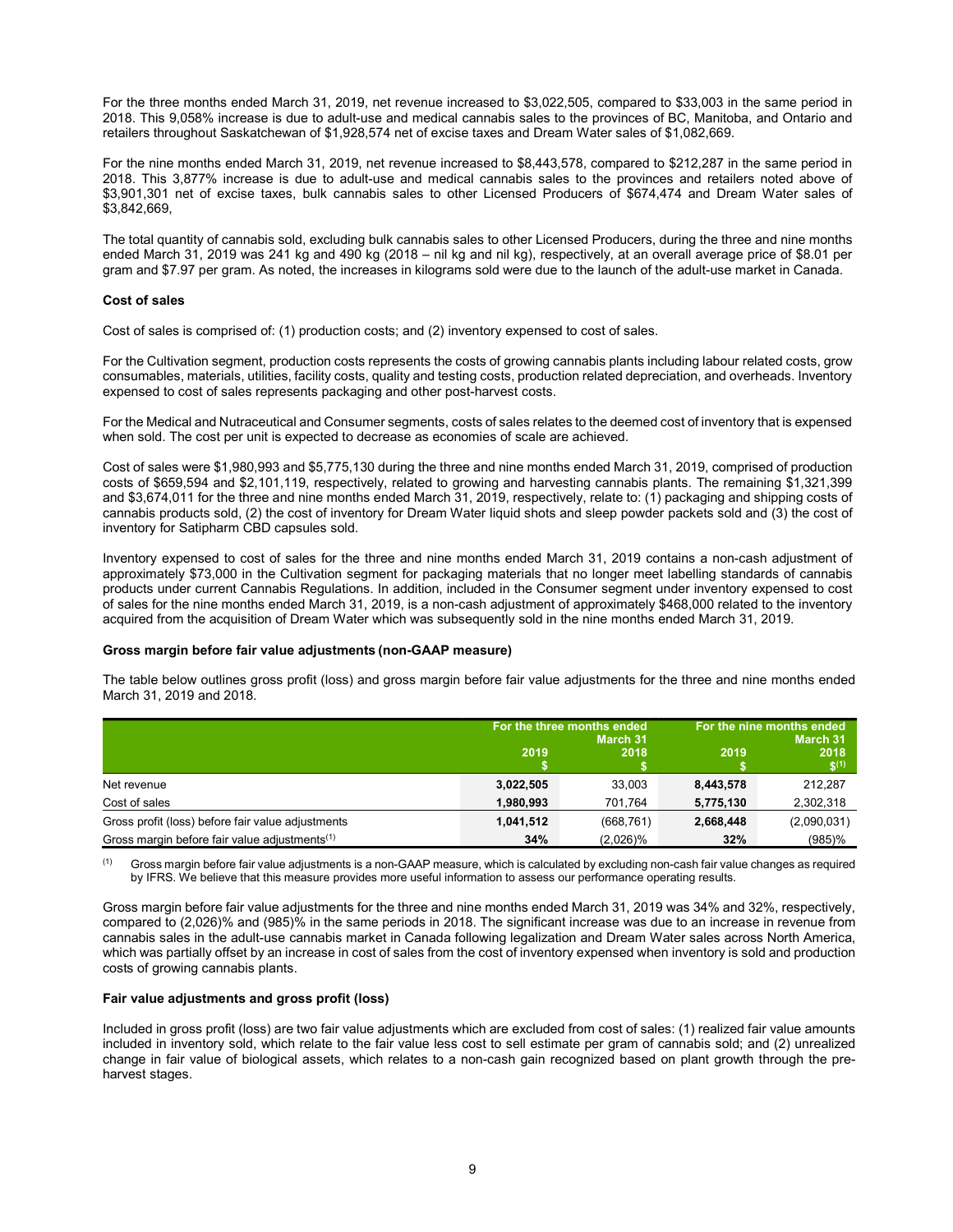For the three months ended March 31, 2019, net revenue increased to $3,022,505, compared to $33,003 in the same period in 2018. This 9,058% increase is due to adult-use and medical cannabis sales to the provinces of BC, Manitoba, and Ontario and retailers throughout Saskatchewan of $1,928,574 net of excise taxes and Dream Water sales of $1,082,669.

For the nine months ended March 31, 2019, net revenue increased to $8,443,578, compared to $212,287 in the same period in 2018. This 3,877% increase is due to adult-use and medical cannabis sales to the provinces and retailers noted above of $3,901,301 net of excise taxes, bulk cannabis sales to other Licensed Producers of $674,474 and Dream Water sales of $3,842,669,

The total quantity of cannabis sold, excluding bulk cannabis sales to other Licensed Producers, during the three and nine months ended March 31, 2019 was 241 kg and 490 kg (2018 – nil kg and nil kg), respectively, at an overall average price of $8.01 per gram and $7.97 per gram. As noted, the increases in kilograms sold were due to the launch of the adult-use market in Canada.

**Cost of sales**

Cost of sales is comprised of: (1) production costs; and (2) inventory expensed to cost of sales.

For the Cultivation segment, production costs represents the costs of growing cannabis plants including labour related costs, grow consumables, materials, utilities, facility costs, quality and testing costs, production related depreciation, and overheads. Inventory expensed to cost of sales represents packaging and other post-harvest costs.

For the Medical and Nutraceutical and Consumer segments, costs of sales relates to the deemed cost of inventory that is expensed when sold. The cost per unit is expected to decrease as economies of scale are achieved.

Cost of sales were $1,980,993 and $5,775,130 during the three and nine months ended March 31, 2019, comprised of production costs of $659,594 and $2,101,119, respectively, related to growing and harvesting cannabis plants. The remaining $1,321,399 and $3,674,011 for the three and nine months ended March 31, 2019, respectively, relate to: (1) packaging and shipping costs of cannabis products sold, (2) the cost of inventory for Dream Water liquid shots and sleep powder packets sold and (3) the cost of inventory for Satipharm CBD capsules sold.

Inventory expensed to cost of sales for the three and nine months ended March 31, 2019 contains a non-cash adjustment of approximately $73,000 in the Cultivation segment for packaging materials that no longer meet labelling standards of cannabis products under current Cannabis Regulations. In addition, included in the Consumer segment under inventory expensed to cost of sales for the nine months ended March 31, 2019, is a non-cash adjustment of approximately $468,000 related to the inventory acquired from the acquisition of Dream Water which was subsequently sold in the nine months ended March 31, 2019.

**Gross margin before fair value adjustments (non-GAAP measure)**

The table below outlines gross profit (loss) and gross margin before fair value adjustments for the three and nine months ended March 31, 2019 and 2018.

| | For the three months ended March 31 | | For the nine months ended March 31 | |
|---|---|---|---|---|
| | 2019 $ | 2018 $ | 2019 $ | 2018 $[(1)] |
| Net revenue | **3,022,505** | 33,003 | **8,443,578** | 212,287 |
| Cost of sales | **1,980,993** | 701,764 | **5,775,130** | 2,302,318 |
| Gross profit (loss) before fair value adjustments | **1,041,512** | (668,761) | **2,668,448** | (2,090,031) |
| Gross margin before fair value adjustments[(1)] | **34%** | (2,026)% | **32%** | (985)% |

(1) Gross margin before fair value adjustments is a non-GAAP measure, which is calculated by excluding non-cash fair value changes as required by IFRS. We believe that this measure provides more useful information to assess our performance operating results.

Gross margin before fair value adjustments for the three and nine months ended March 31, 2019 was 34% and 32%, respectively, compared to (2,026)% and (985)% in the same periods in 2018. The significant increase was due to an increase in revenue from cannabis sales in the adult-use cannabis market in Canada following legalization and Dream Water sales across North America, which was partially offset by an increase in cost of sales from the cost of inventory expensed when inventory is sold and production costs of growing cannabis plants.

**Fair value adjustments and gross profit (loss)**

Included in gross profit (loss) are two fair value adjustments which are excluded from cost of sales: (1) realized fair value amounts included in inventory sold, which relate to the fair value less cost to sell estimate per gram of cannabis sold; and (2) unrealized change in fair value of biological assets, which relates to a non-cash gain recognized based on plant growth through the pre-harvest stages.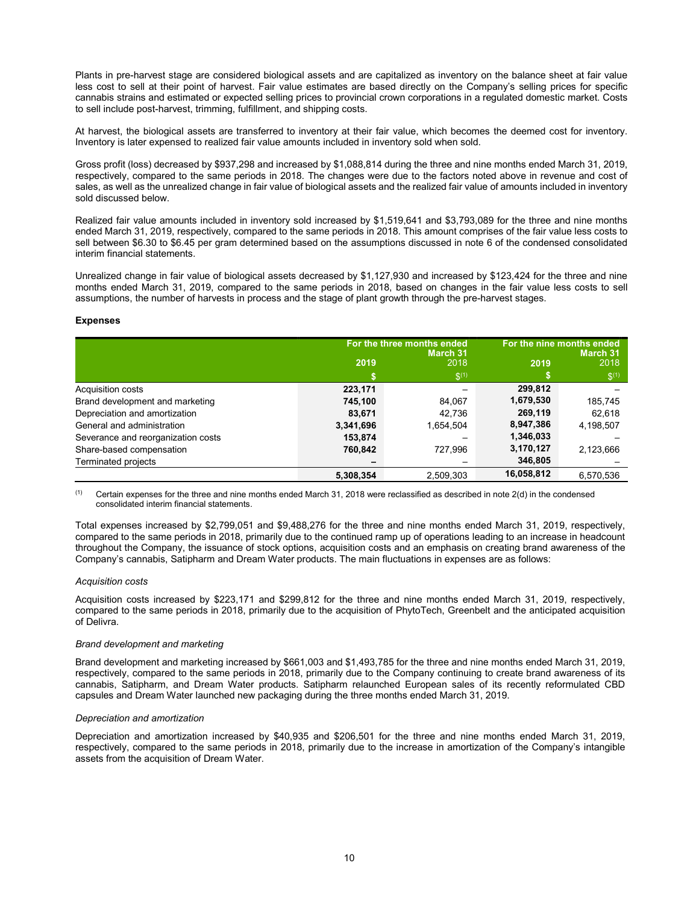Plants in pre-harvest stage are considered biological assets and are capitalized as inventory on the balance sheet at fair value less cost to sell at their point of harvest. Fair value estimates are based directly on the Company's selling prices for specific cannabis strains and estimated or expected selling prices to provincial crown corporations in a regulated domestic market. Costs to sell include post-harvest, trimming, fulfillment, and shipping costs.

At harvest, the biological assets are transferred to inventory at their fair value, which becomes the deemed cost for inventory. Inventory is later expensed to realized fair value amounts included in inventory sold when sold.

Gross profit (loss) decreased by $937,298 and increased by $1,088,814 during the three and nine months ended March 31, 2019, respectively, compared to the same periods in 2018. The changes were due to the factors noted above in revenue and cost of sales, as well as the unrealized change in fair value of biological assets and the realized fair value of amounts included in inventory sold discussed below.

Realized fair value amounts included in inventory sold increased by $1,519,641 and $3,793,089 for the three and nine months ended March 31, 2019, respectively, compared to the same periods in 2018. This amount comprises of the fair value less costs to sell between $6.30 to $6.45 per gram determined based on the assumptions discussed in note 6 of the condensed consolidated interim financial statements.

Unrealized change in fair value of biological assets decreased by $1,127,930 and increased by $123,424 for the three and nine months ended March 31, 2019, compared to the same periods in 2018, based on changes in the fair value less costs to sell assumptions, the number of harvests in process and the stage of plant growth through the pre-harvest stages.

**Expenses**

| | For the three months ended March 31 | | For the nine months ended March 31 | |
|---|---|---|---|---|
| | **2019** | 2018 | **2019** | 2018 |
| | **$** | $[1] | **$** | $[1] |
| Acquisition costs | **223,171** | – | **299,812** | – |
| Brand development and marketing | **745,100** | 84,067 | **1,679,530** | 185,745 |
| Depreciation and amortization | **83,671** | 42,736 | **269,119** | 62,618 |
| General and administration | **3,341,696** | 1,654,504 | **8,947,386** | 4,198,507 |
| Severance and reorganization costs | **153,874** | – | **1,346,033** | – |
| Share-based compensation | **760,842** | 727,996 | **3,170,127** | 2,123,666 |
| Terminated projects | **–** | – | **346,805** | – |
| | **5,308,354** | 2,509,303 | **16,058,812** | 6,570,536 |

(1) Certain expenses for the three and nine months ended March 31, 2018 were reclassified as described in note 2(d) in the condensed consolidated interim financial statements.

Total expenses increased by $2,799,051 and $9,488,276 for the three and nine months ended March 31, 2019, respectively, compared to the same periods in 2018, primarily due to the continued ramp up of operations leading to an increase in headcount throughout the Company, the issuance of stock options, acquisition costs and an emphasis on creating brand awareness of the Company's cannabis, Satipharm and Dream Water products. The main fluctuations in expenses are as follows:

*Acquisition costs*

Acquisition costs increased by $223,171 and $299,812 for the three and nine months ended March 31, 2019, respectively, compared to the same periods in 2018, primarily due to the acquisition of PhytoTech, Greenbelt and the anticipated acquisition of Delivra.

*Brand development and marketing*

Brand development and marketing increased by $661,003 and $1,493,785 for the three and nine months ended March 31, 2019, respectively, compared to the same periods in 2018, primarily due to the Company continuing to create brand awareness of its cannabis, Satipharm, and Dream Water products. Satipharm relaunched European sales of its recently reformulated CBD capsules and Dream Water launched new packaging during the three months ended March 31, 2019.

*Depreciation and amortization*

Depreciation and amortization increased by $40,935 and $206,501 for the three and nine months ended March 31, 2019, respectively, compared to the same periods in 2018, primarily due to the increase in amortization of the Company's intangible assets from the acquisition of Dream Water.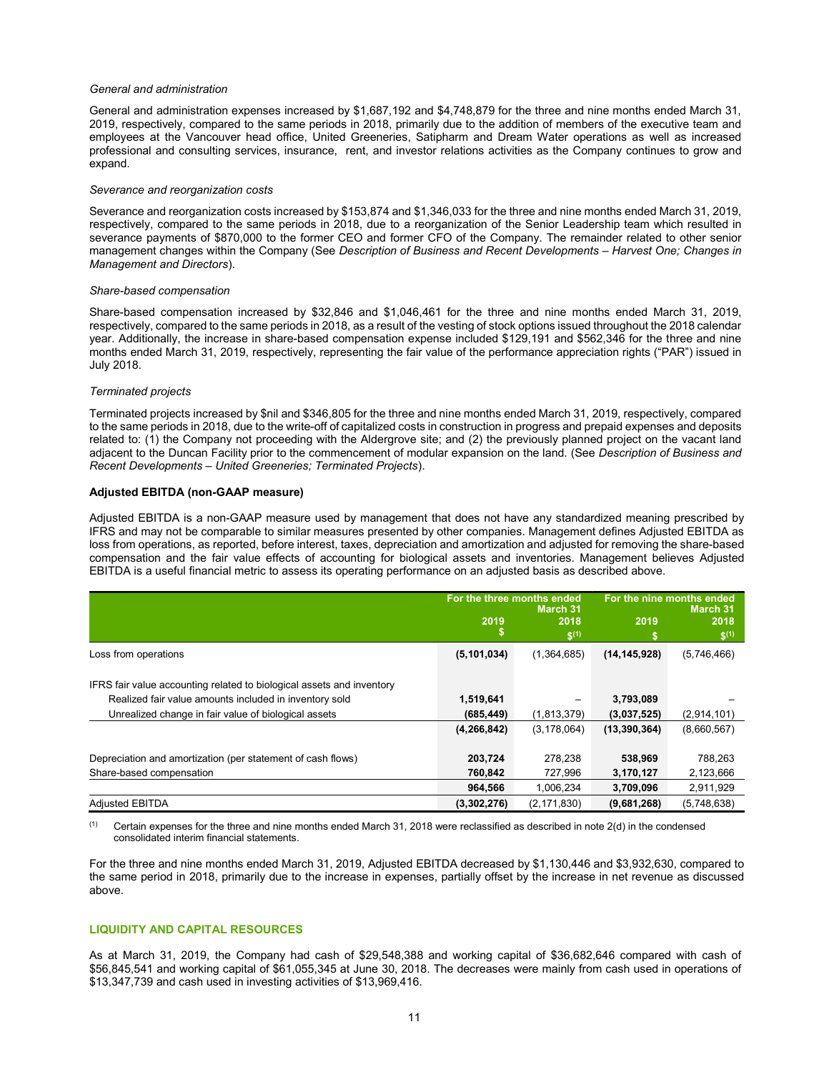*General and administration*

General and administration expenses increased by $1,687,192 and $4,748,879 for the three and nine months ended March 31, 2019, respectively, compared to the same periods in 2018, primarily due to the addition of members of the executive team and employees at the Vancouver head office, United Greeneries, Satipharm and Dream Water operations as well as increased professional and consulting services, insurance, rent, and investor relations activities as the Company continues to grow and expand.

*Severance and reorganization costs*

Severance and reorganization costs increased by $153,874 and $1,346,033 for the three and nine months ended March 31, 2019, respectively, compared to the same periods in 2018, due to a reorganization of the Senior Leadership team which resulted in severance payments of $870,000 to the former CEO and former CFO of the Company. The remainder related to other senior management changes within the Company (See *Description of Business and Recent Developments – Harvest One; Changes in Management and Directors*).

*Share-based compensation*

Share-based compensation increased by $32,846 and $1,046,461 for the three and nine months ended March 31, 2019, respectively, compared to the same periods in 2018, as a result of the vesting of stock options issued throughout the 2018 calendar year. Additionally, the increase in share-based compensation expense included $129,191 and $562,346 for the three and nine months ended March 31, 2019, respectively, representing the fair value of the performance appreciation rights ("PAR") issued in July 2018.

*Terminated projects*

Terminated projects increased by $nil and $346,805 for the three and nine months ended March 31, 2019, respectively, compared to the same periods in 2018, due to the write-off of capitalized costs in construction in progress and prepaid expenses and deposits related to: (1) the Company not proceeding with the Aldergrove site; and (2) the previously planned project on the vacant land adjacent to the Duncan Facility prior to the commencement of modular expansion on the land. (See *Description of Business and Recent Developments – United Greeneries; Terminated Projects*).

**Adjusted EBITDA (non-GAAP measure)**

Adjusted EBITDA is a non-GAAP measure used by management that does not have any standardized meaning prescribed by IFRS and may not be comparable to similar measures presented by other companies. Management defines Adjusted EBITDA as loss from operations, as reported, before interest, taxes, depreciation and amortization and adjusted for removing the share-based compensation and the fair value effects of accounting for biological assets and inventories. Management believes Adjusted EBITDA is a useful financial metric to assess its operating performance on an adjusted basis as described above.

| | For the three months ended March 31 | | For the nine months ended March 31 | |
|---|---|---|---|---|
| | 2019 $ | 2018 $[(1)] | 2019 $ | 2018 $[(1)] |
| Loss from operations | **(5,101,034)** | (1,364,685) | **(14,145,928)** | (5,746,466) |
| IFRS fair value accounting related to biological assets and inventory | | | | |
| Realized fair value amounts included in inventory sold | **1,519,641** | – | **3,793,089** | – |
| Unrealized change in fair value of biological assets | **(685,449)** | (1,813,379) | **(3,037,525)** | (2,914,101) |
| | **(4,266,842)** | (3,178,064) | **(13,390,364)** | (8,660,567) |
| Depreciation and amortization (per statement of cash flows) | **203,724** | 278,238 | **538,969** | 788,263 |
| Share-based compensation | **760,842** | 727,996 | **3,170,127** | 2,123,666 |
| | **964,566** | 1,006,234 | **3,709,096** | 2,911,929 |
| Adjusted EBITDA | **(3,302,276)** | (2,171,830) | **(9,681,268)** | (5,748,638) |

(1) Certain expenses for the three and nine months ended March 31, 2018 were reclassified as described in note 2(d) in the condensed consolidated interim financial statements.

For the three and nine months ended March 31, 2019, Adjusted EBITDA decreased by $1,130,446 and $3,932,630, compared to the same period in 2018, primarily due to the increase in expenses, partially offset by the increase in net revenue as discussed above.

## LIQUIDITY AND CAPITAL RESOURCES

As at March 31, 2019, the Company had cash of $29,548,388 and working capital of $36,682,646 compared with cash of $56,845,541 and working capital of $61,055,345 at June 30, 2018. The decreases were mainly from cash used in operations of $13,347,739 and cash used in investing activities of $13,969,416.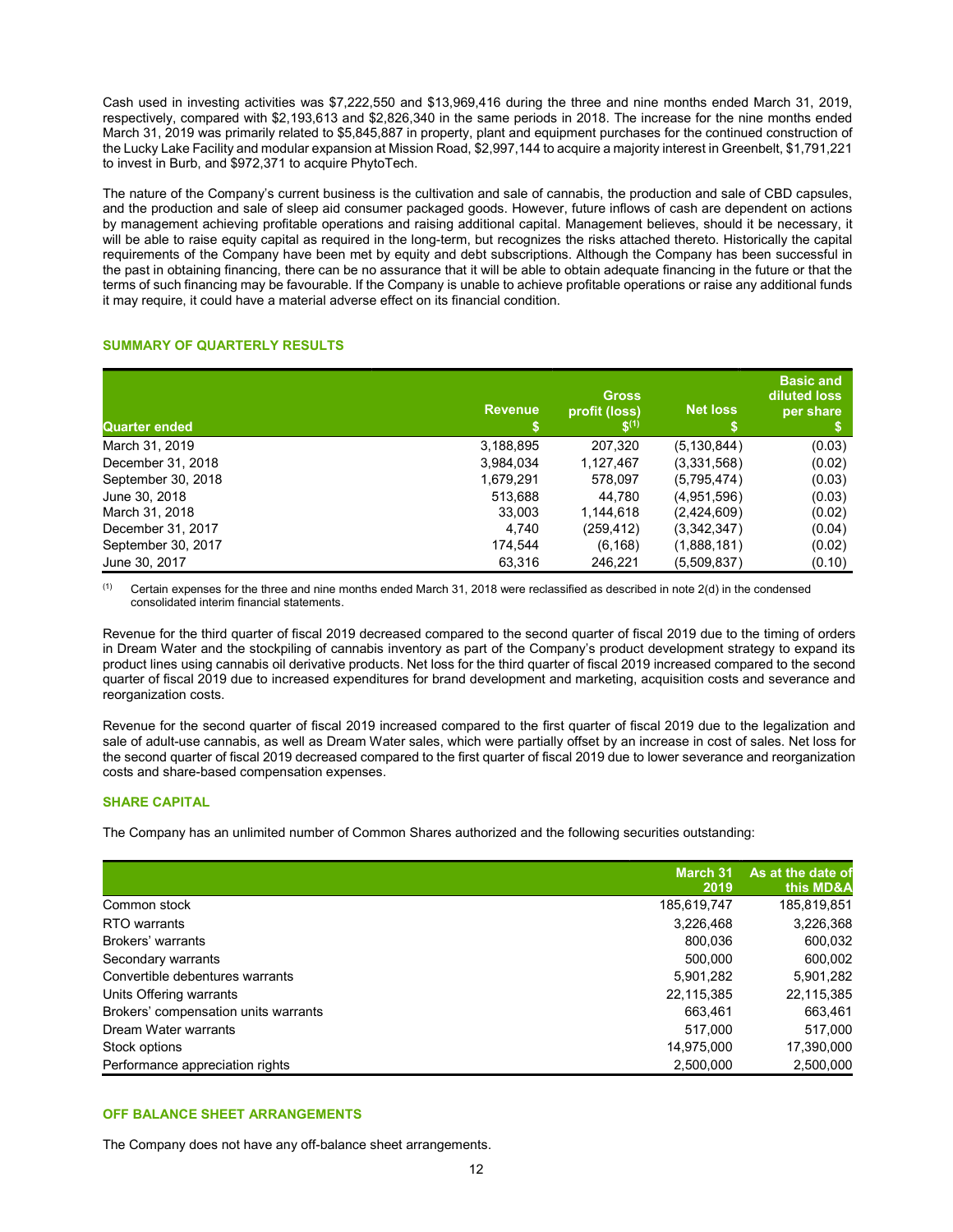Cash used in investing activities was $7,222,550 and $13,969,416 during the three and nine months ended March 31, 2019, respectively, compared with $2,193,613 and $2,826,340 in the same periods in 2018. The increase for the nine months ended March 31, 2019 was primarily related to $5,845,887 in property, plant and equipment purchases for the continued construction of the Lucky Lake Facility and modular expansion at Mission Road, $2,997,144 to acquire a majority interest in Greenbelt, $1,791,221 to invest in Burb, and $972,371 to acquire PhytoTech.

The nature of the Company's current business is the cultivation and sale of cannabis, the production and sale of CBD capsules, and the production and sale of sleep aid consumer packaged goods. However, future inflows of cash are dependent on actions by management achieving profitable operations and raising additional capital. Management believes, should it be necessary, it will be able to raise equity capital as required in the long-term, but recognizes the risks attached thereto. Historically the capital requirements of the Company have been met by equity and debt subscriptions. Although the Company has been successful in the past in obtaining financing, there can be no assurance that it will be able to obtain adequate financing in the future or that the terms of such financing may be favourable. If the Company is unable to achieve profitable operations or raise any additional funds it may require, it could have a material adverse effect on its financial condition.

## SUMMARY OF QUARTERLY RESULTS

| Quarter ended | Revenue $ | Gross profit (loss) $[1] | Net loss $ | Basic and diluted loss per share $ |
|---|---|---|---|---|
| March 31, 2019 | 3,188,895 | 207,320 | (5,130,844) | (0.03) |
| December 31, 2018 | 3,984,034 | 1,127,467 | (3,331,568) | (0.02) |
| September 30, 2018 | 1,679,291 | 578,097 | (5,795,474) | (0.03) |
| June 30, 2018 | 513,688 | 44,780 | (4,951,596) | (0.03) |
| March 31, 2018 | 33,003 | 1,144,618 | (2,424,609) | (0.02) |
| December 31, 2017 | 4,740 | (259,412) | (3,342,347) | (0.04) |
| September 30, 2017 | 174,544 | (6,168) | (1,888,181) | (0.02) |
| June 30, 2017 | 63,316 | 246,221 | (5,509,837) | (0.10) |

[1] Certain expenses for the three and nine months ended March 31, 2018 were reclassified as described in note 2(d) in the condensed consolidated interim financial statements.

Revenue for the third quarter of fiscal 2019 decreased compared to the second quarter of fiscal 2019 due to the timing of orders in Dream Water and the stockpiling of cannabis inventory as part of the Company's product development strategy to expand its product lines using cannabis oil derivative products. Net loss for the third quarter of fiscal 2019 increased compared to the second quarter of fiscal 2019 due to increased expenditures for brand development and marketing, acquisition costs and severance and reorganization costs.

Revenue for the second quarter of fiscal 2019 increased compared to the first quarter of fiscal 2019 due to the legalization and sale of adult-use cannabis, as well as Dream Water sales, which were partially offset by an increase in cost of sales. Net loss for the second quarter of fiscal 2019 decreased compared to the first quarter of fiscal 2019 due to lower severance and reorganization costs and share-based compensation expenses.

## SHARE CAPITAL

The Company has an unlimited number of Common Shares authorized and the following securities outstanding:

| | March 31 2019 | As at the date of this MD&A |
|---|---|---|
| Common stock | 185,619,747 | 185,819,851 |
| RTO warrants | 3,226,468 | 3,226,368 |
| Brokers' warrants | 800,036 | 600,032 |
| Secondary warrants | 500,000 | 600,002 |
| Convertible debentures warrants | 5,901,282 | 5,901,282 |
| Units Offering warrants | 22,115,385 | 22,115,385 |
| Brokers' compensation units warrants | 663,461 | 663,461 |
| Dream Water warrants | 517,000 | 517,000 |
| Stock options | 14,975,000 | 17,390,000 |
| Performance appreciation rights | 2,500,000 | 2,500,000 |

## OFF BALANCE SHEET ARRANGEMENTS

The Company does not have any off-balance sheet arrangements.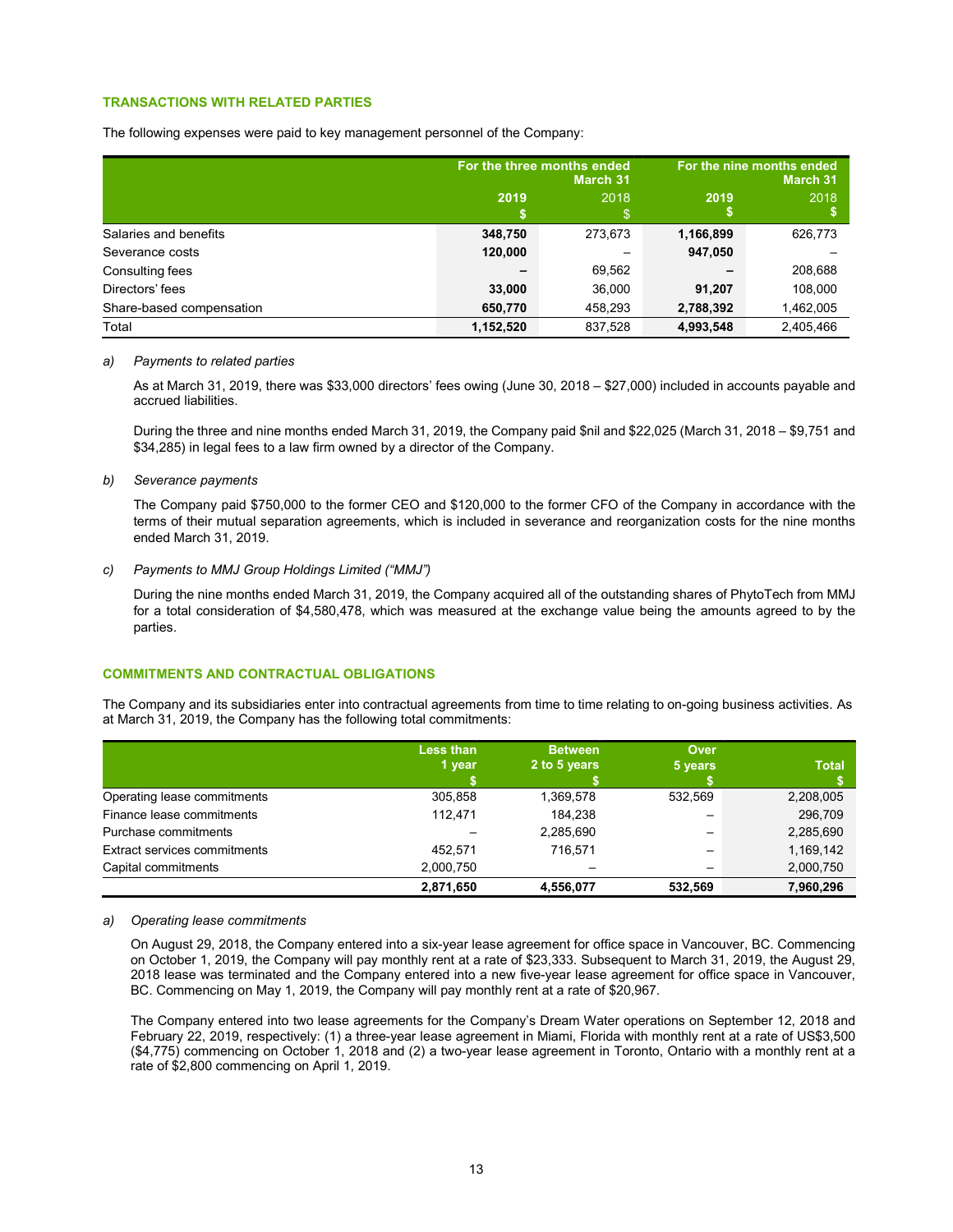### TRANSACTIONS WITH RELATED PARTIES

The following expenses were paid to key management personnel of the Company:

| | For the three months ended March 31 | | For the nine months ended March 31 | |
|---|---|---|---|---|
| | **2019** **$** | 2018 $ | **2019** **$** | 2018 $ |
| Salaries and benefits | **348,750** | 273,673 | **1,166,899** | 626,773 |
| Severance costs | **120,000** | – | **947,050** | – |
| Consulting fees | **–** | 69,562 | **–** | 208,688 |
| Directors' fees | **33,000** | 36,000 | **91,207** | 108,000 |
| Share-based compensation | **650,770** | 458,293 | **2,788,392** | 1,462,005 |
| Total | **1,152,520** | 837,528 | **4,993,548** | 2,405,466 |

a) *Payments to related parties*

As at March 31, 2019, there was $33,000 directors' fees owing (June 30, 2018 – $27,000) included in accounts payable and accrued liabilities.

During the three and nine months ended March 31, 2019, the Company paid $nil and $22,025 (March 31, 2018 – $9,751 and $34,285) in legal fees to a law firm owned by a director of the Company.

b) *Severance payments*

The Company paid $750,000 to the former CEO and $120,000 to the former CFO of the Company in accordance with the terms of their mutual separation agreements, which is included in severance and reorganization costs for the nine months ended March 31, 2019.

c) *Payments to MMJ Group Holdings Limited ("MMJ")*

During the nine months ended March 31, 2019, the Company acquired all of the outstanding shares of PhytoTech from MMJ for a total consideration of $4,580,478, which was measured at the exchange value being the amounts agreed to by the parties.

### COMMITMENTS AND CONTRACTUAL OBLIGATIONS

The Company and its subsidiaries enter into contractual agreements from time to time relating to on-going business activities. As at March 31, 2019, the Company has the following total commitments:

| | Less than 1 year $ | Between 2 to 5 years $ | Over 5 years $ | Total $ |
|---|---|---|---|---|
| Operating lease commitments | 305,858 | 1,369,578 | 532,569 | 2,208,005 |
| Finance lease commitments | 112,471 | 184,238 | – | 296,709 |
| Purchase commitments | – | 2,285,690 | – | 2,285,690 |
| Extract services commitments | 452,571 | 716,571 | – | 1,169,142 |
| Capital commitments | 2,000,750 | – | – | 2,000,750 |
| | **2,871,650** | **4,556,077** | **532,569** | **7,960,296** |

a) *Operating lease commitments*

On August 29, 2018, the Company entered into a six-year lease agreement for office space in Vancouver, BC. Commencing on October 1, 2019, the Company will pay monthly rent at a rate of $23,333. Subsequent to March 31, 2019, the August 29, 2018 lease was terminated and the Company entered into a new five-year lease agreement for office space in Vancouver, BC. Commencing on May 1, 2019, the Company will pay monthly rent at a rate of $20,967.

The Company entered into two lease agreements for the Company's Dream Water operations on September 12, 2018 and February 22, 2019, respectively: (1) a three-year lease agreement in Miami, Florida with monthly rent at a rate of US$3,500 ($4,775) commencing on October 1, 2018 and (2) a two-year lease agreement in Toronto, Ontario with a monthly rent at a rate of $2,800 commencing on April 1, 2019.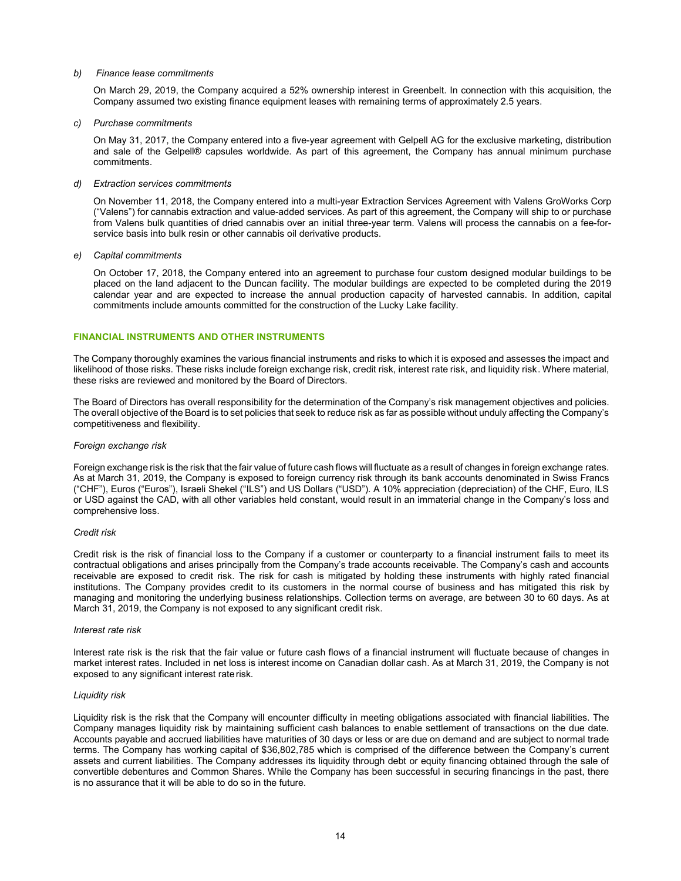*b) Finance lease commitments*

On March 29, 2019, the Company acquired a 52% ownership interest in Greenbelt. In connection with this acquisition, the Company assumed two existing finance equipment leases with remaining terms of approximately 2.5 years.

*c) Purchase commitments*

On May 31, 2017, the Company entered into a five-year agreement with Gelpell AG for the exclusive marketing, distribution and sale of the Gelpell® capsules worldwide. As part of this agreement, the Company has annual minimum purchase commitments.

*d) Extraction services commitments*

On November 11, 2018, the Company entered into a multi-year Extraction Services Agreement with Valens GroWorks Corp ("Valens") for cannabis extraction and value-added services. As part of this agreement, the Company will ship to or purchase from Valens bulk quantities of dried cannabis over an initial three-year term. Valens will process the cannabis on a fee-for-service basis into bulk resin or other cannabis oil derivative products.

*e) Capital commitments*

On October 17, 2018, the Company entered into an agreement to purchase four custom designed modular buildings to be placed on the land adjacent to the Duncan facility. The modular buildings are expected to be completed during the 2019 calendar year and are expected to increase the annual production capacity of harvested cannabis. In addition, capital commitments include amounts committed for the construction of the Lucky Lake facility.

## FINANCIAL INSTRUMENTS AND OTHER INSTRUMENTS

The Company thoroughly examines the various financial instruments and risks to which it is exposed and assesses the impact and likelihood of those risks. These risks include foreign exchange risk, credit risk, interest rate risk, and liquidity risk. Where material, these risks are reviewed and monitored by the Board of Directors.

The Board of Directors has overall responsibility for the determination of the Company's risk management objectives and policies. The overall objective of the Board is to set policies that seek to reduce risk as far as possible without unduly affecting the Company's competitiveness and flexibility.

*Foreign exchange risk*

Foreign exchange risk is the risk that the fair value of future cash flows will fluctuate as a result of changes in foreign exchange rates. As at March 31, 2019, the Company is exposed to foreign currency risk through its bank accounts denominated in Swiss Francs ("CHF"), Euros ("Euros"), Israeli Shekel ("ILS") and US Dollars ("USD"). A 10% appreciation (depreciation) of the CHF, Euro, ILS or USD against the CAD, with all other variables held constant, would result in an immaterial change in the Company's loss and comprehensive loss.

*Credit risk*

Credit risk is the risk of financial loss to the Company if a customer or counterparty to a financial instrument fails to meet its contractual obligations and arises principally from the Company's trade accounts receivable. The Company's cash and accounts receivable are exposed to credit risk. The risk for cash is mitigated by holding these instruments with highly rated financial institutions. The Company provides credit to its customers in the normal course of business and has mitigated this risk by managing and monitoring the underlying business relationships. Collection terms on average, are between 30 to 60 days. As at March 31, 2019, the Company is not exposed to any significant credit risk.

*Interest rate risk*

Interest rate risk is the risk that the fair value or future cash flows of a financial instrument will fluctuate because of changes in market interest rates. Included in net loss is interest income on Canadian dollar cash. As at March 31, 2019, the Company is not exposed to any significant interest rate risk.

*Liquidity risk*

Liquidity risk is the risk that the Company will encounter difficulty in meeting obligations associated with financial liabilities. The Company manages liquidity risk by maintaining sufficient cash balances to enable settlement of transactions on the due date. Accounts payable and accrued liabilities have maturities of 30 days or less or are due on demand and are subject to normal trade terms. The Company has working capital of $36,802,785 which is comprised of the difference between the Company's current assets and current liabilities. The Company addresses its liquidity through debt or equity financing obtained through the sale of convertible debentures and Common Shares. While the Company has been successful in securing financings in the past, there is no assurance that it will be able to do so in the future.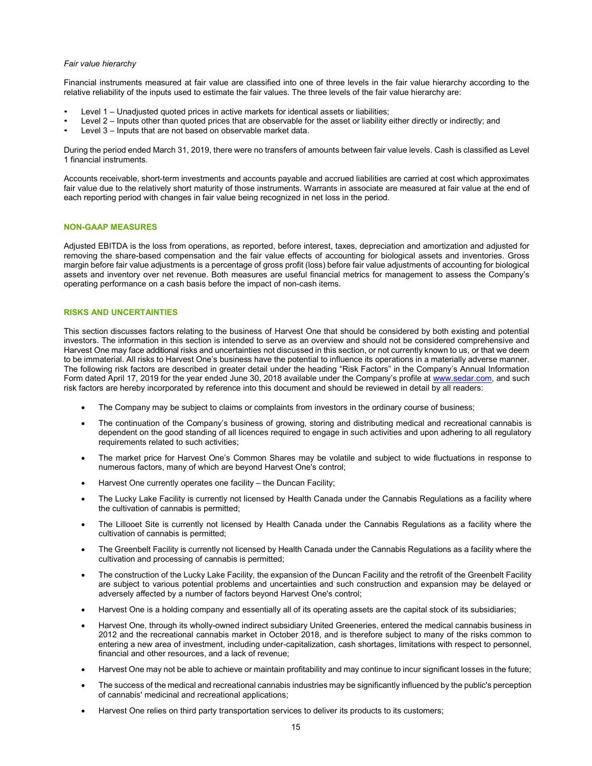*Fair value hierarchy*

Financial instruments measured at fair value are classified into one of three levels in the fair value hierarchy according to the relative reliability of the inputs used to estimate the fair values. The three levels of the fair value hierarchy are:

- Level 1 – Unadjusted quoted prices in active markets for identical assets or liabilities;
- Level 2 – Inputs other than quoted prices that are observable for the asset or liability either directly or indirectly; and
- Level 3 – Inputs that are not based on observable market data.

During the period ended March 31, 2019, there were no transfers of amounts between fair value levels. Cash is classified as Level 1 financial instruments.

Accounts receivable, short-term investments and accounts payable and accrued liabilities are carried at cost which approximates fair value due to the relatively short maturity of those instruments. Warrants in associate are measured at fair value at the end of each reporting period with changes in fair value being recognized in net loss in the period.

## NON-GAAP MEASURES

Adjusted EBITDA is the loss from operations, as reported, before interest, taxes, depreciation and amortization and adjusted for removing the share-based compensation and the fair value effects of accounting for biological assets and inventories. Gross margin before fair value adjustments is a percentage of gross profit (loss) before fair value adjustments of accounting for biological assets and inventory over net revenue. Both measures are useful financial metrics for management to assess the Company's operating performance on a cash basis before the impact of non-cash items.

## RISKS AND UNCERTAINTIES

This section discusses factors relating to the business of Harvest One that should be considered by both existing and potential investors. The information in this section is intended to serve as an overview and should not be considered comprehensive and Harvest One may face additional risks and uncertainties not discussed in this section, or not currently known to us, or that we deem to be immaterial. All risks to Harvest One's business have the potential to influence its operations in a materially adverse manner. The following risk factors are described in greater detail under the heading "Risk Factors" in the Company's Annual Information Form dated April 17, 2019 for the year ended June 30, 2018 available under the Company's profile at www.sedar.com, and such risk factors are hereby incorporated by reference into this document and should be reviewed in detail by all readers:

- The Company may be subject to claims or complaints from investors in the ordinary course of business;
- The continuation of the Company's business of growing, storing and distributing medical and recreational cannabis is dependent on the good standing of all licences required to engage in such activities and upon adhering to all regulatory requirements related to such activities;
- The market price for Harvest One's Common Shares may be volatile and subject to wide fluctuations in response to numerous factors, many of which are beyond Harvest One's control;
- Harvest One currently operates one facility – the Duncan Facility;
- The Lucky Lake Facility is currently not licensed by Health Canada under the Cannabis Regulations as a facility where the cultivation of cannabis is permitted;
- The Lillooet Site is currently not licensed by Health Canada under the Cannabis Regulations as a facility where the cultivation of cannabis is permitted;
- The Greenbelt Facility is currently not licensed by Health Canada under the Cannabis Regulations as a facility where the cultivation and processing of cannabis is permitted;
- The construction of the Lucky Lake Facility, the expansion of the Duncan Facility and the retrofit of the Greenbelt Facility are subject to various potential problems and uncertainties and such construction and expansion may be delayed or adversely affected by a number of factors beyond Harvest One's control;
- Harvest One is a holding company and essentially all of its operating assets are the capital stock of its subsidiaries;
- Harvest One, through its wholly-owned indirect subsidiary United Greeneries, entered the medical cannabis business in 2012 and the recreational cannabis market in October 2018, and is therefore subject to many of the risks common to entering a new area of investment, including under-capitalization, cash shortages, limitations with respect to personnel, financial and other resources, and a lack of revenue;
- Harvest One may not be able to achieve or maintain profitability and may continue to incur significant losses in the future;
- The success of the medical and recreational cannabis industries may be significantly influenced by the public's perception of cannabis' medicinal and recreational applications;
- Harvest One relies on third party transportation services to deliver its products to its customers;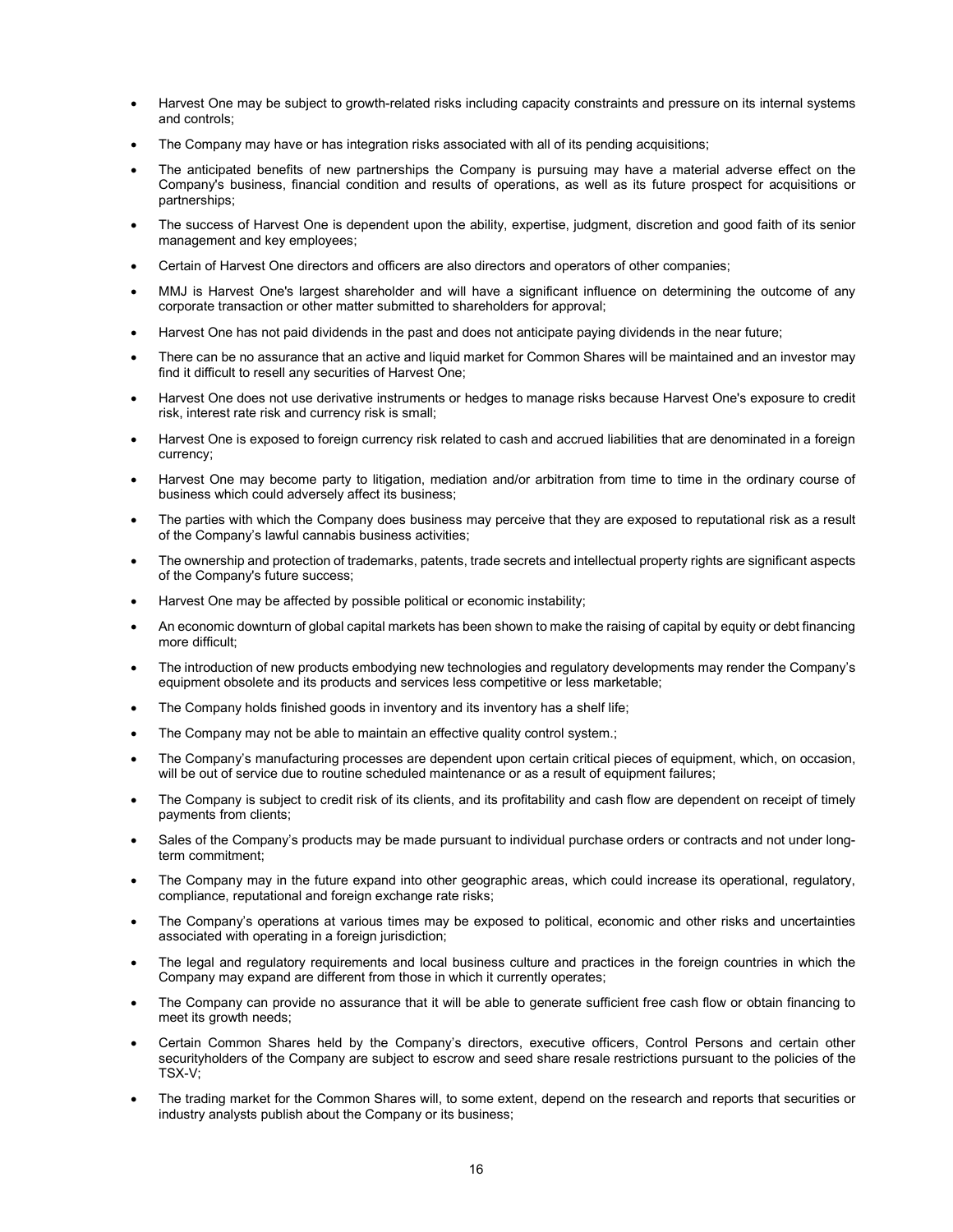- Harvest One may be subject to growth-related risks including capacity constraints and pressure on its internal systems and controls;
- The Company may have or has integration risks associated with all of its pending acquisitions;
- The anticipated benefits of new partnerships the Company is pursuing may have a material adverse effect on the Company's business, financial condition and results of operations, as well as its future prospect for acquisitions or partnerships;
- The success of Harvest One is dependent upon the ability, expertise, judgment, discretion and good faith of its senior management and key employees;
- Certain of Harvest One directors and officers are also directors and operators of other companies;
- MMJ is Harvest One's largest shareholder and will have a significant influence on determining the outcome of any corporate transaction or other matter submitted to shareholders for approval;
- Harvest One has not paid dividends in the past and does not anticipate paying dividends in the near future;
- There can be no assurance that an active and liquid market for Common Shares will be maintained and an investor may find it difficult to resell any securities of Harvest One;
- Harvest One does not use derivative instruments or hedges to manage risks because Harvest One's exposure to credit risk, interest rate risk and currency risk is small;
- Harvest One is exposed to foreign currency risk related to cash and accrued liabilities that are denominated in a foreign currency;
- Harvest One may become party to litigation, mediation and/or arbitration from time to time in the ordinary course of business which could adversely affect its business;
- The parties with which the Company does business may perceive that they are exposed to reputational risk as a result of the Company's lawful cannabis business activities;
- The ownership and protection of trademarks, patents, trade secrets and intellectual property rights are significant aspects of the Company's future success;
- Harvest One may be affected by possible political or economic instability;
- An economic downturn of global capital markets has been shown to make the raising of capital by equity or debt financing more difficult;
- The introduction of new products embodying new technologies and regulatory developments may render the Company's equipment obsolete and its products and services less competitive or less marketable;
- The Company holds finished goods in inventory and its inventory has a shelf life;
- The Company may not be able to maintain an effective quality control system.;
- The Company's manufacturing processes are dependent upon certain critical pieces of equipment, which, on occasion, will be out of service due to routine scheduled maintenance or as a result of equipment failures;
- The Company is subject to credit risk of its clients, and its profitability and cash flow are dependent on receipt of timely payments from clients;
- Sales of the Company's products may be made pursuant to individual purchase orders or contracts and not under long-term commitment;
- The Company may in the future expand into other geographic areas, which could increase its operational, regulatory, compliance, reputational and foreign exchange rate risks;
- The Company's operations at various times may be exposed to political, economic and other risks and uncertainties associated with operating in a foreign jurisdiction;
- The legal and regulatory requirements and local business culture and practices in the foreign countries in which the Company may expand are different from those in which it currently operates;
- The Company can provide no assurance that it will be able to generate sufficient free cash flow or obtain financing to meet its growth needs;
- Certain Common Shares held by the Company's directors, executive officers, Control Persons and certain other securityholders of the Company are subject to escrow and seed share resale restrictions pursuant to the policies of the TSX-V;
- The trading market for the Common Shares will, to some extent, depend on the research and reports that securities or industry analysts publish about the Company or its business;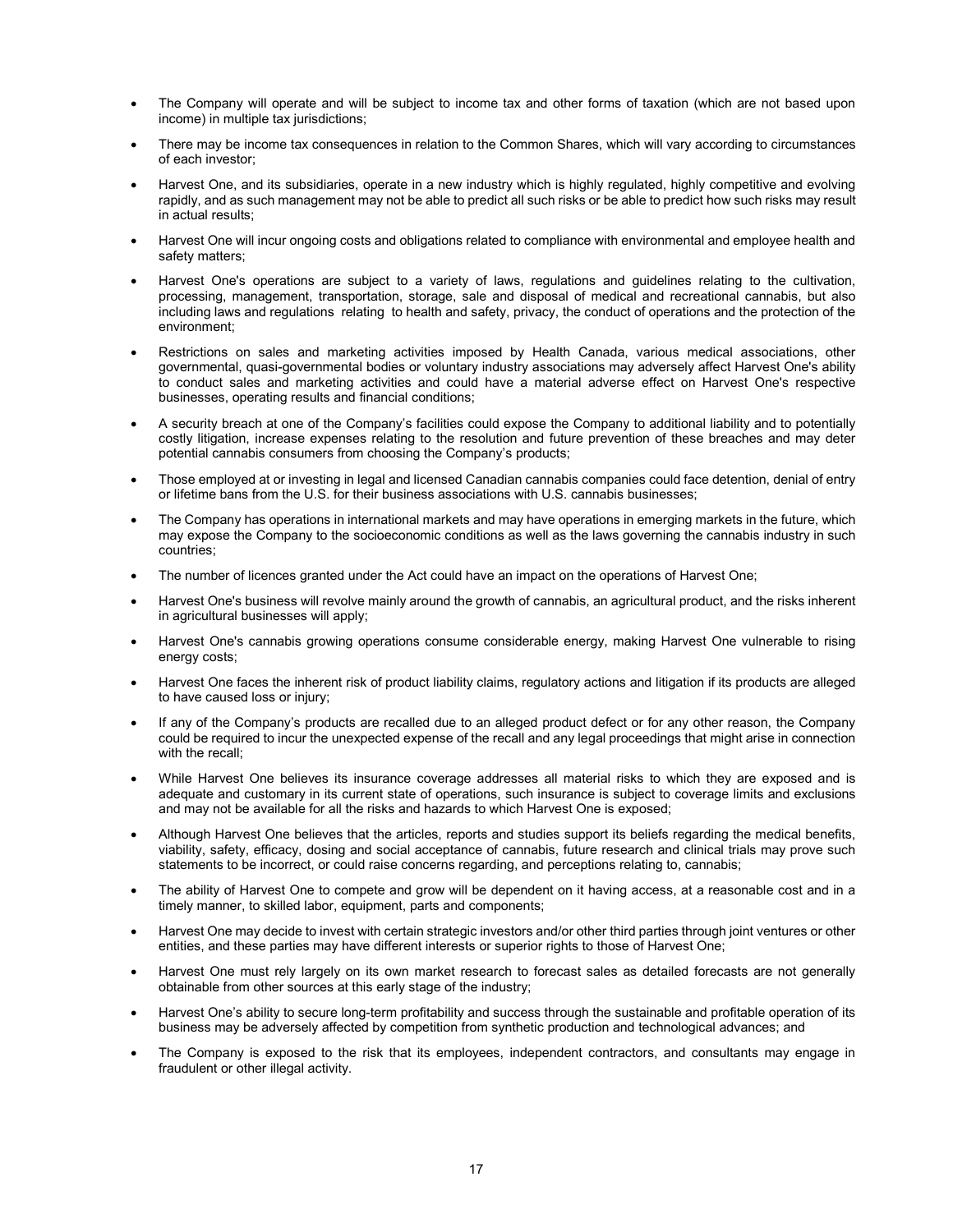- The Company will operate and will be subject to income tax and other forms of taxation (which are not based upon income) in multiple tax jurisdictions;
- There may be income tax consequences in relation to the Common Shares, which will vary according to circumstances of each investor;
- Harvest One, and its subsidiaries, operate in a new industry which is highly regulated, highly competitive and evolving rapidly, and as such management may not be able to predict all such risks or be able to predict how such risks may result in actual results;
- Harvest One will incur ongoing costs and obligations related to compliance with environmental and employee health and safety matters;
- Harvest One's operations are subject to a variety of laws, regulations and guidelines relating to the cultivation, processing, management, transportation, storage, sale and disposal of medical and recreational cannabis, but also including laws and regulations relating to health and safety, privacy, the conduct of operations and the protection of the environment;
- Restrictions on sales and marketing activities imposed by Health Canada, various medical associations, other governmental, quasi-governmental bodies or voluntary industry associations may adversely affect Harvest One's ability to conduct sales and marketing activities and could have a material adverse effect on Harvest One's respective businesses, operating results and financial conditions;
- A security breach at one of the Company's facilities could expose the Company to additional liability and to potentially costly litigation, increase expenses relating to the resolution and future prevention of these breaches and may deter potential cannabis consumers from choosing the Company's products;
- Those employed at or investing in legal and licensed Canadian cannabis companies could face detention, denial of entry or lifetime bans from the U.S. for their business associations with U.S. cannabis businesses;
- The Company has operations in international markets and may have operations in emerging markets in the future, which may expose the Company to the socioeconomic conditions as well as the laws governing the cannabis industry in such countries;
- The number of licences granted under the Act could have an impact on the operations of Harvest One;
- Harvest One's business will revolve mainly around the growth of cannabis, an agricultural product, and the risks inherent in agricultural businesses will apply;
- Harvest One's cannabis growing operations consume considerable energy, making Harvest One vulnerable to rising energy costs;
- Harvest One faces the inherent risk of product liability claims, regulatory actions and litigation if its products are alleged to have caused loss or injury;
- If any of the Company's products are recalled due to an alleged product defect or for any other reason, the Company could be required to incur the unexpected expense of the recall and any legal proceedings that might arise in connection with the recall;
- While Harvest One believes its insurance coverage addresses all material risks to which they are exposed and is adequate and customary in its current state of operations, such insurance is subject to coverage limits and exclusions and may not be available for all the risks and hazards to which Harvest One is exposed;
- Although Harvest One believes that the articles, reports and studies support its beliefs regarding the medical benefits, viability, safety, efficacy, dosing and social acceptance of cannabis, future research and clinical trials may prove such statements to be incorrect, or could raise concerns regarding, and perceptions relating to, cannabis;
- The ability of Harvest One to compete and grow will be dependent on it having access, at a reasonable cost and in a timely manner, to skilled labor, equipment, parts and components;
- Harvest One may decide to invest with certain strategic investors and/or other third parties through joint ventures or other entities, and these parties may have different interests or superior rights to those of Harvest One;
- Harvest One must rely largely on its own market research to forecast sales as detailed forecasts are not generally obtainable from other sources at this early stage of the industry;
- Harvest One's ability to secure long-term profitability and success through the sustainable and profitable operation of its business may be adversely affected by competition from synthetic production and technological advances; and
- The Company is exposed to the risk that its employees, independent contractors, and consultants may engage in fraudulent or other illegal activity.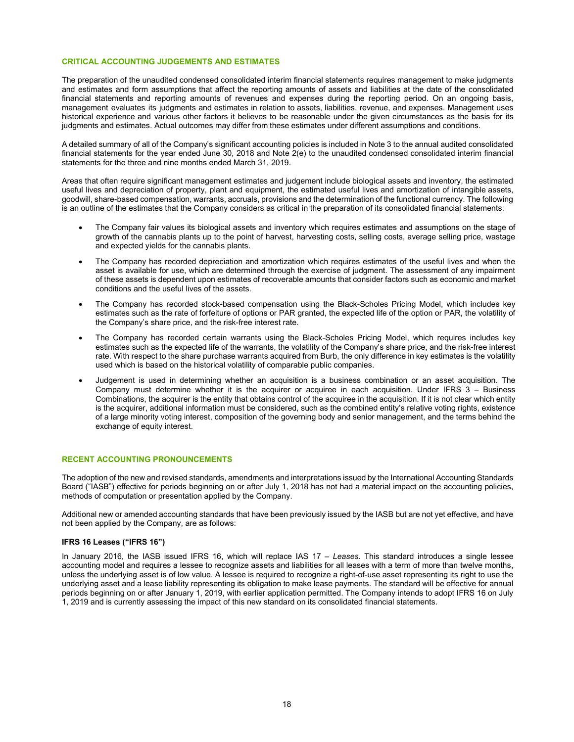## CRITICAL ACCOUNTING JUDGEMENTS AND ESTIMATES

The preparation of the unaudited condensed consolidated interim financial statements requires management to make judgments and estimates and form assumptions that affect the reporting amounts of assets and liabilities at the date of the consolidated financial statements and reporting amounts of revenues and expenses during the reporting period. On an ongoing basis, management evaluates its judgments and estimates in relation to assets, liabilities, revenue, and expenses. Management uses historical experience and various other factors it believes to be reasonable under the given circumstances as the basis for its judgments and estimates. Actual outcomes may differ from these estimates under different assumptions and conditions.

A detailed summary of all of the Company's significant accounting policies is included in Note 3 to the annual audited consolidated financial statements for the year ended June 30, 2018 and Note 2(e) to the unaudited condensed consolidated interim financial statements for the three and nine months ended March 31, 2019.

Areas that often require significant management estimates and judgement include biological assets and inventory, the estimated useful lives and depreciation of property, plant and equipment, the estimated useful lives and amortization of intangible assets, goodwill, share-based compensation, warrants, accruals, provisions and the determination of the functional currency. The following is an outline of the estimates that the Company considers as critical in the preparation of its consolidated financial statements:

- The Company fair values its biological assets and inventory which requires estimates and assumptions on the stage of growth of the cannabis plants up to the point of harvest, harvesting costs, selling costs, average selling price, wastage and expected yields for the cannabis plants.
- The Company has recorded depreciation and amortization which requires estimates of the useful lives and when the asset is available for use, which are determined through the exercise of judgment. The assessment of any impairment of these assets is dependent upon estimates of recoverable amounts that consider factors such as economic and market conditions and the useful lives of the assets.
- The Company has recorded stock-based compensation using the Black-Scholes Pricing Model, which includes key estimates such as the rate of forfeiture of options or PAR granted, the expected life of the option or PAR, the volatility of the Company's share price, and the risk-free interest rate.
- The Company has recorded certain warrants using the Black-Scholes Pricing Model, which requires includes key estimates such as the expected life of the warrants, the volatility of the Company's share price, and the risk-free interest rate. With respect to the share purchase warrants acquired from Burb, the only difference in key estimates is the volatility used which is based on the historical volatility of comparable public companies.
- Judgement is used in determining whether an acquisition is a business combination or an asset acquisition. The Company must determine whether it is the acquirer or acquiree in each acquisition. Under IFRS 3 – Business Combinations, the acquirer is the entity that obtains control of the acquiree in the acquisition. If it is not clear which entity is the acquirer, additional information must be considered, such as the combined entity's relative voting rights, existence of a large minority voting interest, composition of the governing body and senior management, and the terms behind the exchange of equity interest.

## RECENT ACCOUNTING PRONOUNCEMENTS

The adoption of the new and revised standards, amendments and interpretations issued by the International Accounting Standards Board ("IASB") effective for periods beginning on or after July 1, 2018 has not had a material impact on the accounting policies, methods of computation or presentation applied by the Company.

Additional new or amended accounting standards that have been previously issued by the IASB but are not yet effective, and have not been applied by the Company, are as follows:

### IFRS 16 Leases ("IFRS 16")

In January 2016, the IASB issued IFRS 16, which will replace IAS 17 – *Leases*. This standard introduces a single lessee accounting model and requires a lessee to recognize assets and liabilities for all leases with a term of more than twelve months, unless the underlying asset is of low value. A lessee is required to recognize a right-of-use asset representing its right to use the underlying asset and a lease liability representing its obligation to make lease payments. The standard will be effective for annual periods beginning on or after January 1, 2019, with earlier application permitted. The Company intends to adopt IFRS 16 on July 1, 2019 and is currently assessing the impact of this new standard on its consolidated financial statements.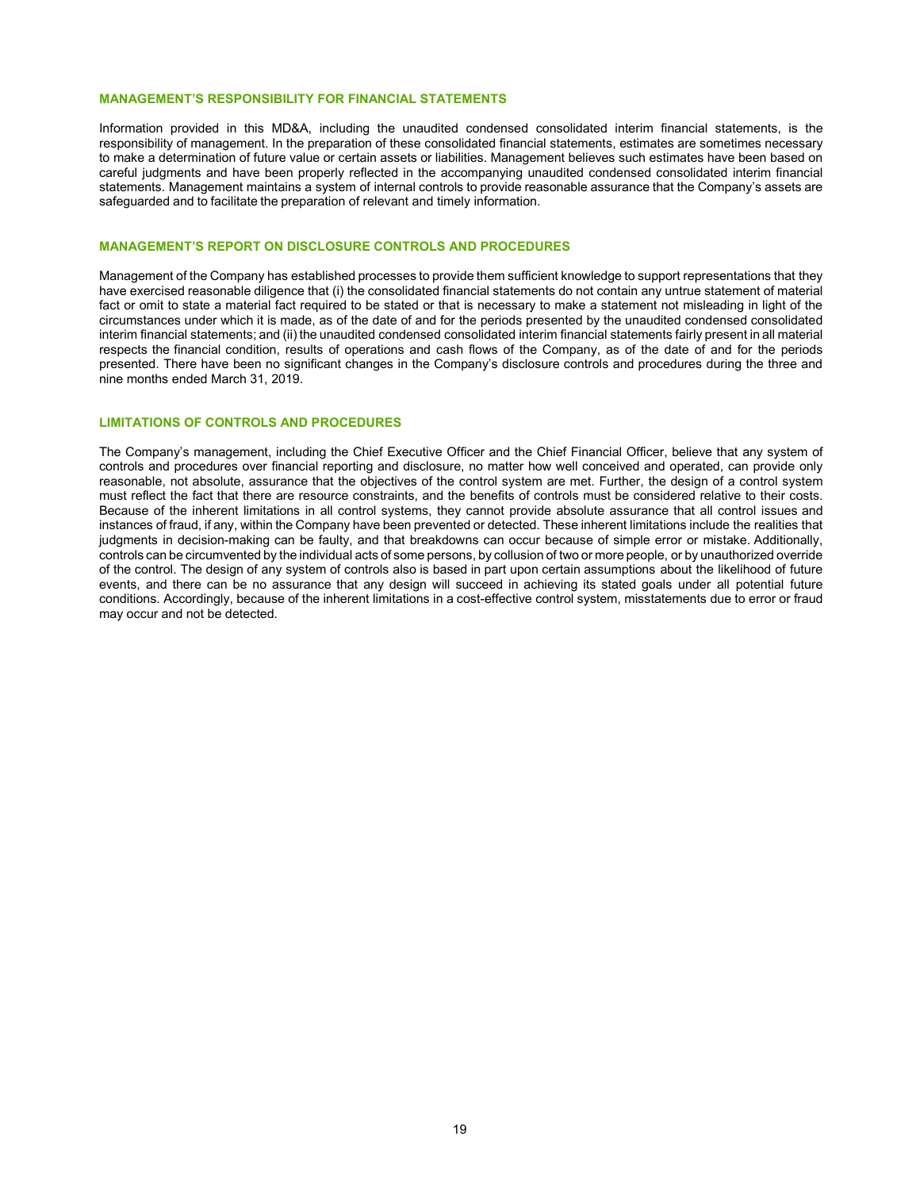## MANAGEMENT'S RESPONSIBILITY FOR FINANCIAL STATEMENTS

Information provided in this MD&A, including the unaudited condensed consolidated interim financial statements, is the responsibility of management. In the preparation of these consolidated financial statements, estimates are sometimes necessary to make a determination of future value or certain assets or liabilities. Management believes such estimates have been based on careful judgments and have been properly reflected in the accompanying unaudited condensed consolidated interim financial statements. Management maintains a system of internal controls to provide reasonable assurance that the Company's assets are safeguarded and to facilitate the preparation of relevant and timely information.

## MANAGEMENT'S REPORT ON DISCLOSURE CONTROLS AND PROCEDURES

Management of the Company has established processes to provide them sufficient knowledge to support representations that they have exercised reasonable diligence that (i) the consolidated financial statements do not contain any untrue statement of material fact or omit to state a material fact required to be stated or that is necessary to make a statement not misleading in light of the circumstances under which it is made, as of the date of and for the periods presented by the unaudited condensed consolidated interim financial statements; and (ii) the unaudited condensed consolidated interim financial statements fairly present in all material respects the financial condition, results of operations and cash flows of the Company, as of the date of and for the periods presented. There have been no significant changes in the Company's disclosure controls and procedures during the three and nine months ended March 31, 2019.

## LIMITATIONS OF CONTROLS AND PROCEDURES

The Company's management, including the Chief Executive Officer and the Chief Financial Officer, believe that any system of controls and procedures over financial reporting and disclosure, no matter how well conceived and operated, can provide only reasonable, not absolute, assurance that the objectives of the control system are met. Further, the design of a control system must reflect the fact that there are resource constraints, and the benefits of controls must be considered relative to their costs. Because of the inherent limitations in all control systems, they cannot provide absolute assurance that all control issues and instances of fraud, if any, within the Company have been prevented or detected. These inherent limitations include the realities that judgments in decision-making can be faulty, and that breakdowns can occur because of simple error or mistake. Additionally, controls can be circumvented by the individual acts of some persons, by collusion of two or more people, or by unauthorized override of the control. The design of any system of controls also is based in part upon certain assumptions about the likelihood of future events, and there can be no assurance that any design will succeed in achieving its stated goals under all potential future conditions. Accordingly, because of the inherent limitations in a cost-effective control system, misstatements due to error or fraud may occur and not be detected.